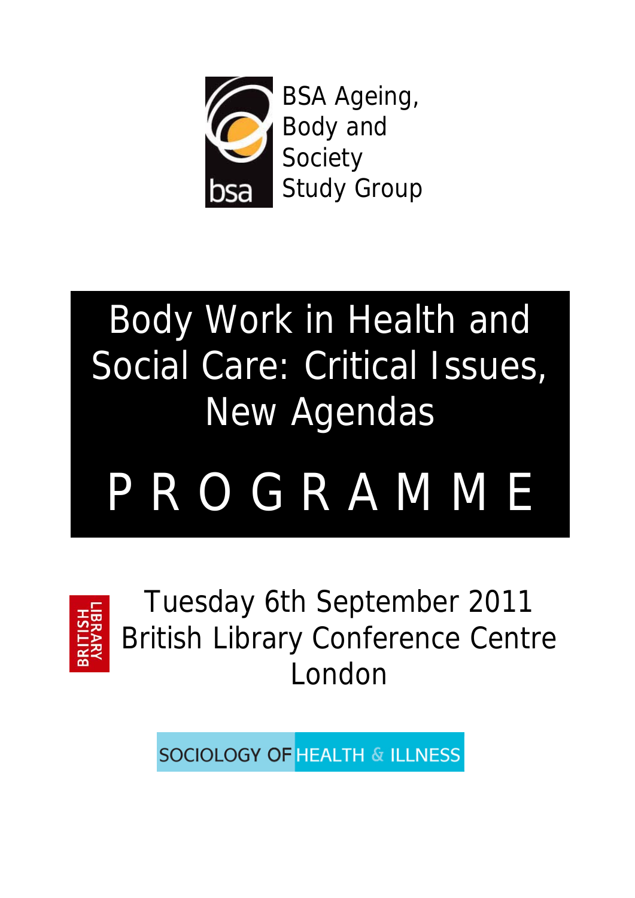BSA Ageing, Body and Society Study Group

# Body Work in Health and Social Care: Critical Issues, New Agendas

# PROGRAMME

Tuesday 6th September 2011
British Library Conference Centre
London

SOCIOLOGY OF HEALTH & ILLNESS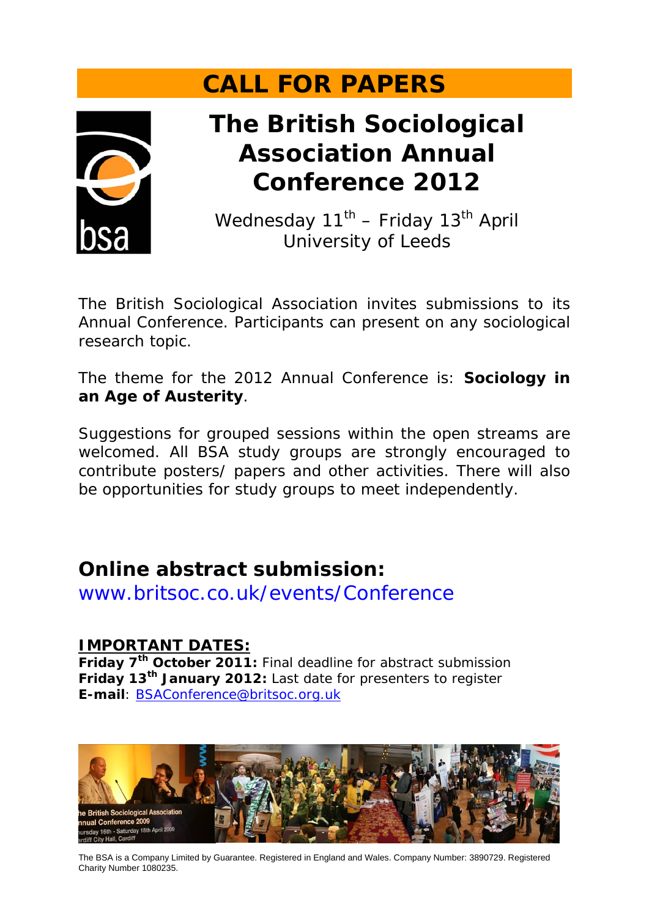# CALL FOR PAPERS

## The British Sociological Association Annual Conference 2012

Wednesday 11th – Friday 13th April
University of Leeds

The British Sociological Association invites submissions to its Annual Conference. Participants can present on any sociological research topic.

The theme for the 2012 Annual Conference is: **Sociology in an Age of Austerity**.

Suggestions for grouped sessions within the open streams are welcomed. All BSA study groups are strongly encouraged to contribute posters/ papers and other activities. There will also be opportunities for study groups to meet independently.

## Online abstract submission:

www.britsoc.co.uk/events/Conference

**IMPORTANT DATES:**

**Friday 7th October 2011:** Final deadline for abstract submission
**Friday 13th January 2012:** Last date for presenters to register
**E-mail**: BSAConference@britsoc.org.uk

The BSA is a Company Limited by Guarantee. Registered in England and Wales. Company Number: 3890729. Registered Charity Number 1080235.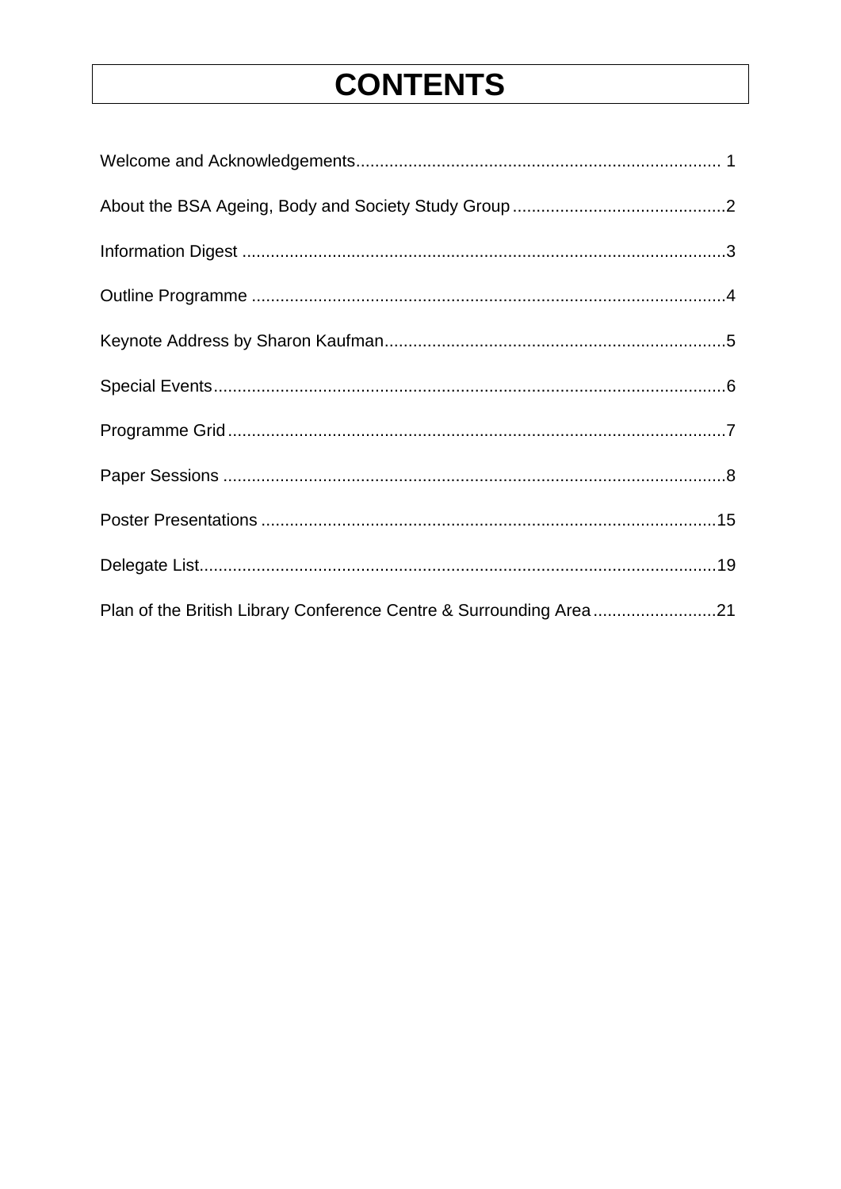# CONTENTS

Welcome and Acknowledgements........................................................................... 1

About the BSA Ageing, Body and Society Study Group............................................2

Information Digest ....................................................................................................3

Outline Programme ..................................................................................................4

Keynote Address by Sharon Kaufman......................................................................5

Special Events..........................................................................................................6

Programme Grid.......................................................................................................7

Paper Sessions ........................................................................................................8

Poster Presentations ..............................................................................................15

Delegate List...........................................................................................................19

Plan of the British Library Conference Centre & Surrounding Area.........................21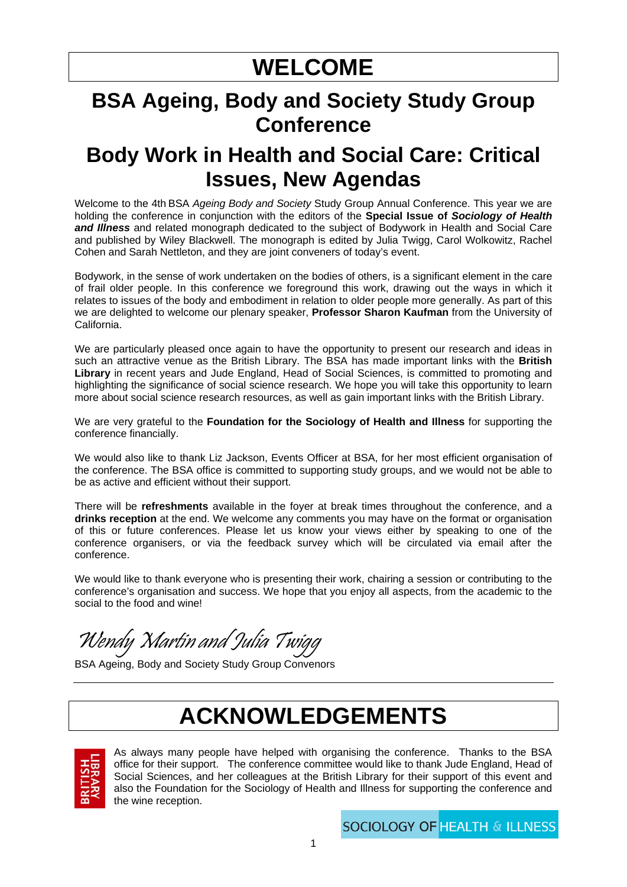# WELCOME

## BSA Ageing, Body and Society Study Group Conference

## Body Work in Health and Social Care: Critical Issues, New Agendas

Welcome to the 4th BSA *Ageing Body and Society* Study Group Annual Conference. This year we are holding the conference in conjunction with the editors of the **Special Issue of *Sociology of Health and Illness*** and related monograph dedicated to the subject of Bodywork in Health and Social Care and published by Wiley Blackwell. The monograph is edited by Julia Twigg, Carol Wolkowitz, Rachel Cohen and Sarah Nettleton, and they are joint conveners of today's event.

Bodywork, in the sense of work undertaken on the bodies of others, is a significant element in the care of frail older people. In this conference we foreground this work, drawing out the ways in which it relates to issues of the body and embodiment in relation to older people more generally. As part of this we are delighted to welcome our plenary speaker, **Professor Sharon Kaufman** from the University of California.

We are particularly pleased once again to have the opportunity to present our research and ideas in such an attractive venue as the British Library. The BSA has made important links with the **British Library** in recent years and Jude England, Head of Social Sciences, is committed to promoting and highlighting the significance of social science research. We hope you will take this opportunity to learn more about social science research resources, as well as gain important links with the British Library.

We are very grateful to the **Foundation for the Sociology of Health and Illness** for supporting the conference financially.

We would also like to thank Liz Jackson, Events Officer at BSA, for her most efficient organisation of the conference. The BSA office is committed to supporting study groups, and we would not be able to be as active and efficient without their support.

There will be **refreshments** available in the foyer at break times throughout the conference, and a **drinks reception** at the end. We welcome any comments you may have on the format or organisation of this or future conferences. Please let us know your views either by speaking to one of the conference organisers, or via the feedback survey which will be circulated via email after the conference.

We would like to thank everyone who is presenting their work, chairing a session or contributing to the conference's organisation and success. We hope that you enjoy all aspects, from the academic to the social to the food and wine!

*Wendy Martin and Julia Twigg*

BSA Ageing, Body and Society Study Group Convenors

---

# ACKNOWLEDGEMENTS

As always many people have helped with organising the conference. Thanks to the BSA office for their support. The conference committee would like to thank Jude England, Head of Social Sciences, and her colleagues at the British Library for their support of this event and also the Foundation for the Sociology of Health and Illness for supporting the conference and the wine reception.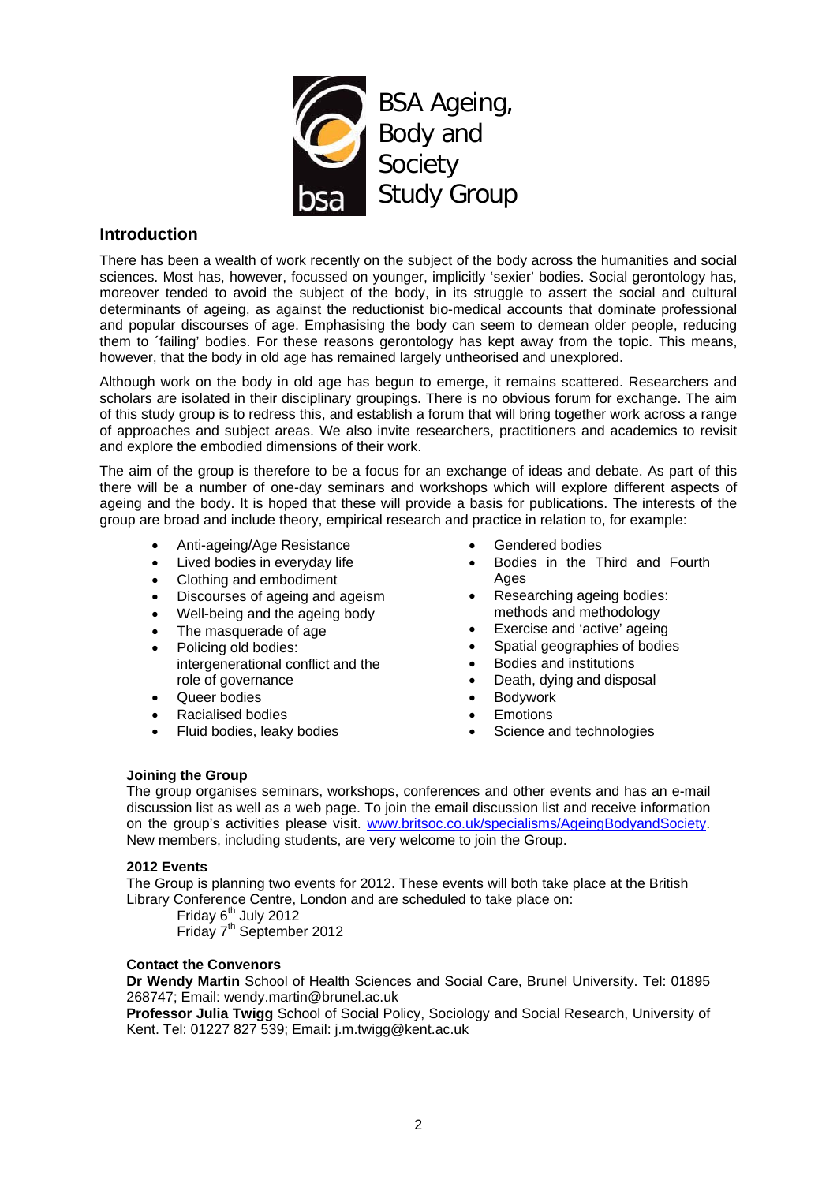BSA Ageing, Body and Society Study Group

## Introduction

There has been a wealth of work recently on the subject of the body across the humanities and social sciences. Most has, however, focussed on younger, implicitly 'sexier' bodies. Social gerontology has, moreover tended to avoid the subject of the body, in its struggle to assert the social and cultural determinants of ageing, as against the reductionist bio-medical accounts that dominate professional and popular discourses of age. Emphasising the body can seem to demean older people, reducing them to ´failing' bodies. For these reasons gerontology has kept away from the topic. This means, however, that the body in old age has remained largely untheorised and unexplored.

Although work on the body in old age has begun to emerge, it remains scattered. Researchers and scholars are isolated in their disciplinary groupings. There is no obvious forum for exchange. The aim of this study group is to redress this, and establish a forum that will bring together work across a range of approaches and subject areas. We also invite researchers, practitioners and academics to revisit and explore the embodied dimensions of their work.

The aim of the group is therefore to be a focus for an exchange of ideas and debate. As part of this there will be a number of one-day seminars and workshops which will explore different aspects of ageing and the body. It is hoped that these will provide a basis for publications. The interests of the group are broad and include theory, empirical research and practice in relation to, for example:

- Anti-ageing/Age Resistance
- Lived bodies in everyday life
- Clothing and embodiment
- Discourses of ageing and ageism
- Well-being and the ageing body
- The masquerade of age
- Policing old bodies: intergenerational conflict and the role of governance
- Queer bodies
- Racialised bodies
- Fluid bodies, leaky bodies
- Gendered bodies
- Bodies in the Third and Fourth Ages
- Researching ageing bodies: methods and methodology
- Exercise and 'active' ageing
- Spatial geographies of bodies
- Bodies and institutions
- Death, dying and disposal
- Bodywork
- Emotions
- Science and technologies

### Joining the Group

The group organises seminars, workshops, conferences and other events and has an e-mail discussion list as well as a web page. To join the email discussion list and receive information on the group's activities please visit. www.britsoc.co.uk/specialisms/AgeingBodyandSociety. New members, including students, are very welcome to join the Group.

### 2012 Events

The Group is planning two events for 2012. These events will both take place at the British Library Conference Centre, London and are scheduled to take place on:

Friday 6th July 2012
Friday 7th September 2012

### Contact the Convenors

**Dr Wendy Martin** School of Health Sciences and Social Care, Brunel University. Tel: 01895 268747; Email: wendy.martin@brunel.ac.uk
**Professor Julia Twigg** School of Social Policy, Sociology and Social Research, University of Kent. Tel: 01227 827 539; Email: j.m.twigg@kent.ac.uk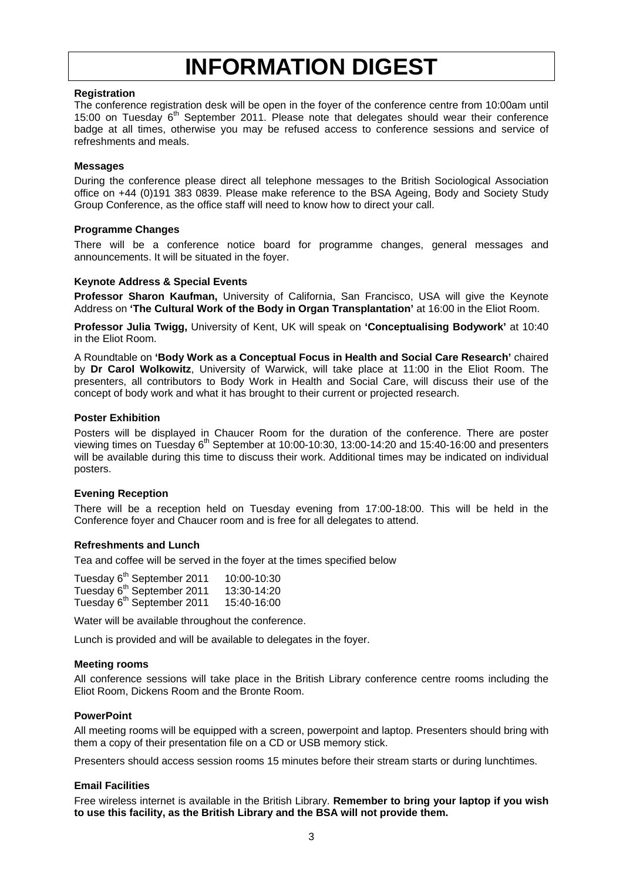# INFORMATION DIGEST

**Registration**

The conference registration desk will be open in the foyer of the conference centre from 10:00am until 15:00 on Tuesday 6th September 2011. Please note that delegates should wear their conference badge at all times, otherwise you may be refused access to conference sessions and service of refreshments and meals.

**Messages**

During the conference please direct all telephone messages to the British Sociological Association office on +44 (0)191 383 0839. Please make reference to the BSA Ageing, Body and Society Study Group Conference, as the office staff will need to know how to direct your call.

**Programme Changes**

There will be a conference notice board for programme changes, general messages and announcements. It will be situated in the foyer.

**Keynote Address & Special Events**

**Professor Sharon Kaufman,** University of California, San Francisco, USA will give the Keynote Address on **'The Cultural Work of the Body in Organ Transplantation'** at 16:00 in the Eliot Room.

**Professor Julia Twigg,** University of Kent, UK will speak on **'Conceptualising Bodywork'** at 10:40 in the Eliot Room.

A Roundtable on **'Body Work as a Conceptual Focus in Health and Social Care Research'** chaired by **Dr Carol Wolkowitz**, University of Warwick, will take place at 11:00 in the Eliot Room. The presenters, all contributors to Body Work in Health and Social Care, will discuss their use of the concept of body work and what it has brought to their current or projected research.

**Poster Exhibition**

Posters will be displayed in Chaucer Room for the duration of the conference. There are poster viewing times on Tuesday 6th September at 10:00-10:30, 13:00-14:20 and 15:40-16:00 and presenters will be available during this time to discuss their work. Additional times may be indicated on individual posters.

**Evening Reception**

There will be a reception held on Tuesday evening from 17:00-18:00. This will be held in the Conference foyer and Chaucer room and is free for all delegates to attend.

**Refreshments and Lunch**

Tea and coffee will be served in the foyer at the times specified below

| | |
|---|---|
| Tuesday 6th September 2011 | 10:00-10:30 |
| Tuesday 6th September 2011 | 13:30-14:20 |
| Tuesday 6th September 2011 | 15:40-16:00 |

Water will be available throughout the conference.

Lunch is provided and will be available to delegates in the foyer.

**Meeting rooms**

All conference sessions will take place in the British Library conference centre rooms including the Eliot Room, Dickens Room and the Bronte Room.

**PowerPoint**

All meeting rooms will be equipped with a screen, powerpoint and laptop. Presenters should bring with them a copy of their presentation file on a CD or USB memory stick.

Presenters should access session rooms 15 minutes before their stream starts or during lunchtimes.

**Email Facilities**

Free wireless internet is available in the British Library. **Remember to bring your laptop if you wish to use this facility, as the British Library and the BSA will not provide them.**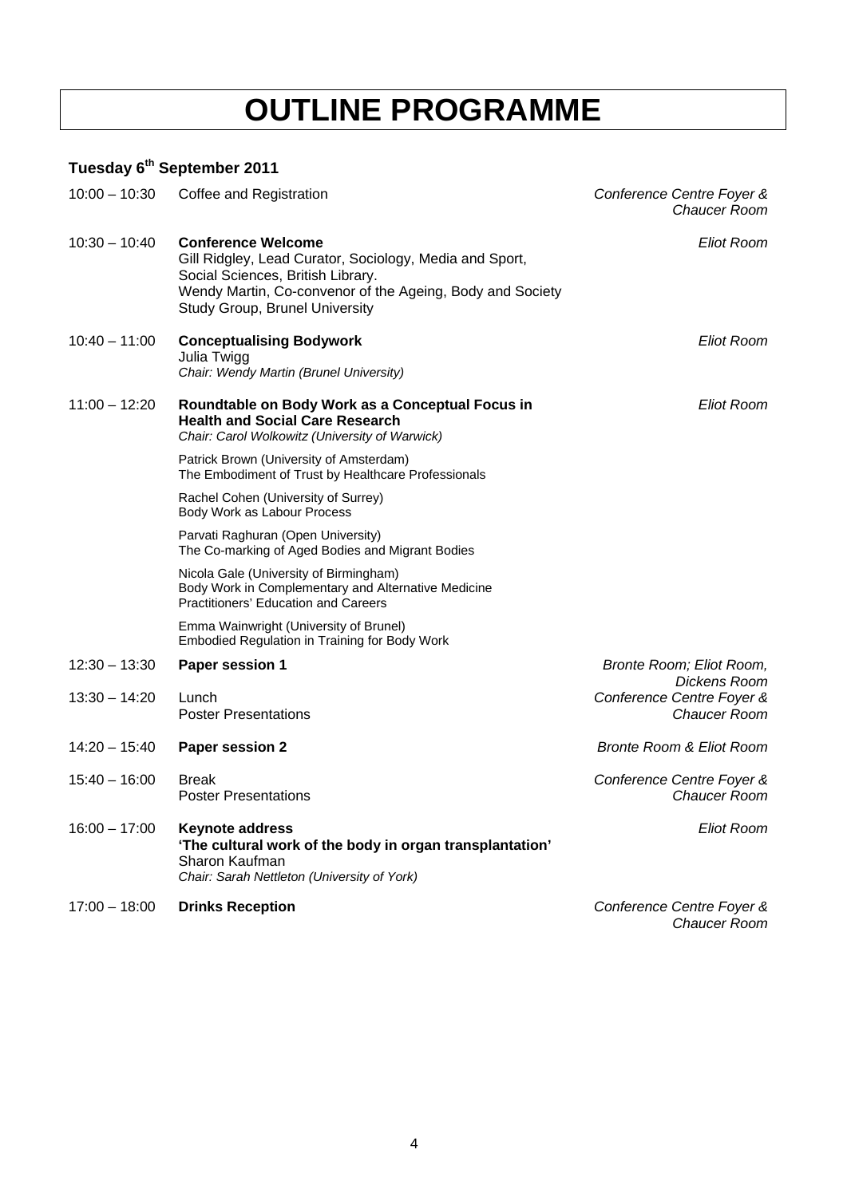# OUTLINE PROGRAMME

## Tuesday 6th September 2011

| Time | Session | Location |
|---|---|---|
| 10:00 – 10:30 | Coffee and Registration | *Conference Centre Foyer & Chaucer Room* |
| 10:30 – 10:40 | **Conference Welcome**<br>Gill Ridgley, Lead Curator, Sociology, Media and Sport, Social Sciences, British Library.<br>Wendy Martin, Co-convenor of the Ageing, Body and Society Study Group, Brunel University | *Eliot Room* |
| 10:40 – 11:00 | **Conceptualising Bodywork**<br>Julia Twigg<br>*Chair: Wendy Martin (Brunel University)* | *Eliot Room* |
| 11:00 – 12:20 | **Roundtable on Body Work as a Conceptual Focus in Health and Social Care Research**<br>*Chair: Carol Wolkowitz (University of Warwick)*<br><br>Patrick Brown (University of Amsterdam)<br>The Embodiment of Trust by Healthcare Professionals<br><br>Rachel Cohen (University of Surrey)<br>Body Work as Labour Process<br><br>Parvati Raghuran (Open University)<br>The Co-marking of Aged Bodies and Migrant Bodies<br><br>Nicola Gale (University of Birmingham)<br>Body Work in Complementary and Alternative Medicine Practitioners' Education and Careers<br><br>Emma Wainwright (University of Brunel)<br>Embodied Regulation in Training for Body Work | *Eliot Room* |
| 12:30 – 13:30 | **Paper session 1** | *Bronte Room; Eliot Room, Dickens Room* |
| 13:30 – 14:20 | Lunch<br>Poster Presentations | *Conference Centre Foyer & Chaucer Room* |
| 14:20 – 15:40 | **Paper session 2** | *Bronte Room & Eliot Room* |
| 15:40 – 16:00 | Break<br>Poster Presentations | *Conference Centre Foyer & Chaucer Room* |
| 16:00 – 17:00 | **Keynote address**<br>**'The cultural work of the body in organ transplantation'**<br>Sharon Kaufman<br>*Chair: Sarah Nettleton (University of York)* | *Eliot Room* |
| 17:00 – 18:00 | **Drinks Reception** | *Conference Centre Foyer & Chaucer Room* |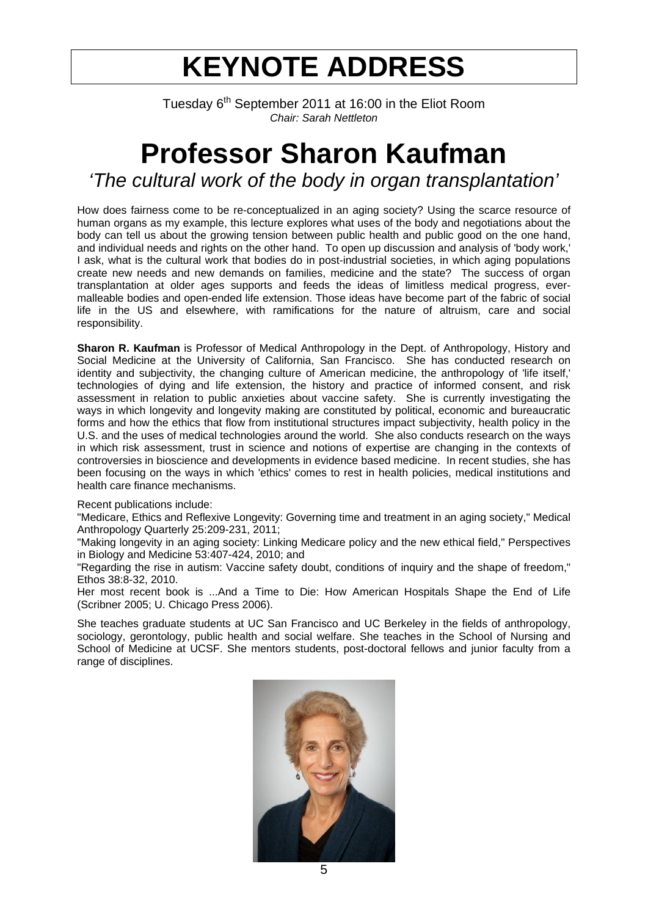# KEYNOTE ADDRESS

Tuesday 6th September 2011 at 16:00 in the Eliot Room
*Chair: Sarah Nettleton*

# Professor Sharon Kaufman

## *'The cultural work of the body in organ transplantation'*

How does fairness come to be re-conceptualized in an aging society? Using the scarce resource of human organs as my example, this lecture explores what uses of the body and negotiations about the body can tell us about the growing tension between public health and public good on the one hand, and individual needs and rights on the other hand. To open up discussion and analysis of 'body work,' I ask, what is the cultural work that bodies do in post-industrial societies, in which aging populations create new needs and new demands on families, medicine and the state? The success of organ transplantation at older ages supports and feeds the ideas of limitless medical progress, ever-malleable bodies and open-ended life extension. Those ideas have become part of the fabric of social life in the US and elsewhere, with ramifications for the nature of altruism, care and social responsibility.

**Sharon R. Kaufman** is Professor of Medical Anthropology in the Dept. of Anthropology, History and Social Medicine at the University of California, San Francisco. She has conducted research on identity and subjectivity, the changing culture of American medicine, the anthropology of 'life itself,' technologies of dying and life extension, the history and practice of informed consent, and risk assessment in relation to public anxieties about vaccine safety. She is currently investigating the ways in which longevity and longevity making are constituted by political, economic and bureaucratic forms and how the ethics that flow from institutional structures impact subjectivity, health policy in the U.S. and the uses of medical technologies around the world. She also conducts research on the ways in which risk assessment, trust in science and notions of expertise are changing in the contexts of controversies in bioscience and developments in evidence based medicine. In recent studies, she has been focusing on the ways in which 'ethics' comes to rest in health policies, medical institutions and health care finance mechanisms.

Recent publications include:
"Medicare, Ethics and Reflexive Longevity: Governing time and treatment in an aging society," Medical Anthropology Quarterly 25:209-231, 2011;
"Making longevity in an aging society: Linking Medicare policy and the new ethical field," Perspectives in Biology and Medicine 53:407-424, 2010; and
"Regarding the rise in autism: Vaccine safety doubt, conditions of inquiry and the shape of freedom," Ethos 38:8-32, 2010.
Her most recent book is ...And a Time to Die: How American Hospitals Shape the End of Life (Scribner 2005; U. Chicago Press 2006).

She teaches graduate students at UC San Francisco and UC Berkeley in the fields of anthropology, sociology, gerontology, public health and social welfare. She teaches in the School of Nursing and School of Medicine at UCSF. She mentors students, post-doctoral fellows and junior faculty from a range of disciplines.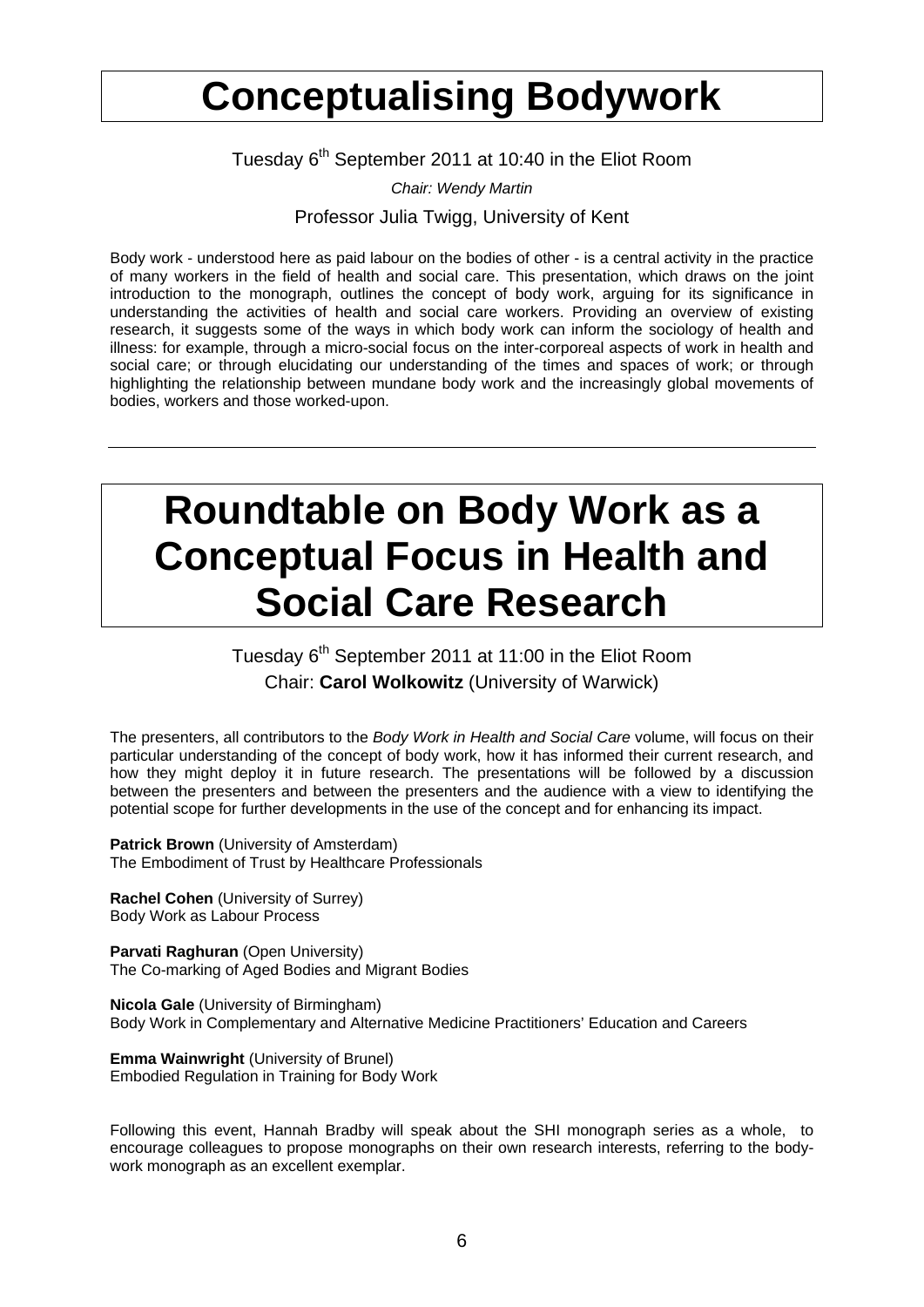# Conceptualising Bodywork

Tuesday 6th September 2011 at 10:40 in the Eliot Room

*Chair: Wendy Martin*

Professor Julia Twigg, University of Kent

Body work - understood here as paid labour on the bodies of other - is a central activity in the practice of many workers in the field of health and social care. This presentation, which draws on the joint introduction to the monograph, outlines the concept of body work, arguing for its significance in understanding the activities of health and social care workers. Providing an overview of existing research, it suggests some of the ways in which body work can inform the sociology of health and illness: for example, through a micro-social focus on the inter-corporeal aspects of work in health and social care; or through elucidating our understanding of the times and spaces of work; or through highlighting the relationship between mundane body work and the increasingly global movements of bodies, workers and those worked-upon.

---

# Roundtable on Body Work as a Conceptual Focus in Health and Social Care Research

Tuesday 6th September 2011 at 11:00 in the Eliot Room

Chair: **Carol Wolkowitz** (University of Warwick)

The presenters, all contributors to the *Body Work in Health and Social Care* volume, will focus on their particular understanding of the concept of body work, how it has informed their current research, and how they might deploy it in future research. The presentations will be followed by a discussion between the presenters and between the presenters and the audience with a view to identifying the potential scope for further developments in the use of the concept and for enhancing its impact.

**Patrick Brown** (University of Amsterdam)
The Embodiment of Trust by Healthcare Professionals

**Rachel Cohen** (University of Surrey)
Body Work as Labour Process

**Parvati Raghuran** (Open University)
The Co-marking of Aged Bodies and Migrant Bodies

**Nicola Gale** (University of Birmingham)
Body Work in Complementary and Alternative Medicine Practitioners' Education and Careers

**Emma Wainwright** (University of Brunel)
Embodied Regulation in Training for Body Work

Following this event, Hannah Bradby will speak about the SHI monograph series as a whole, to encourage colleagues to propose monographs on their own research interests, referring to the body-work monograph as an excellent exemplar.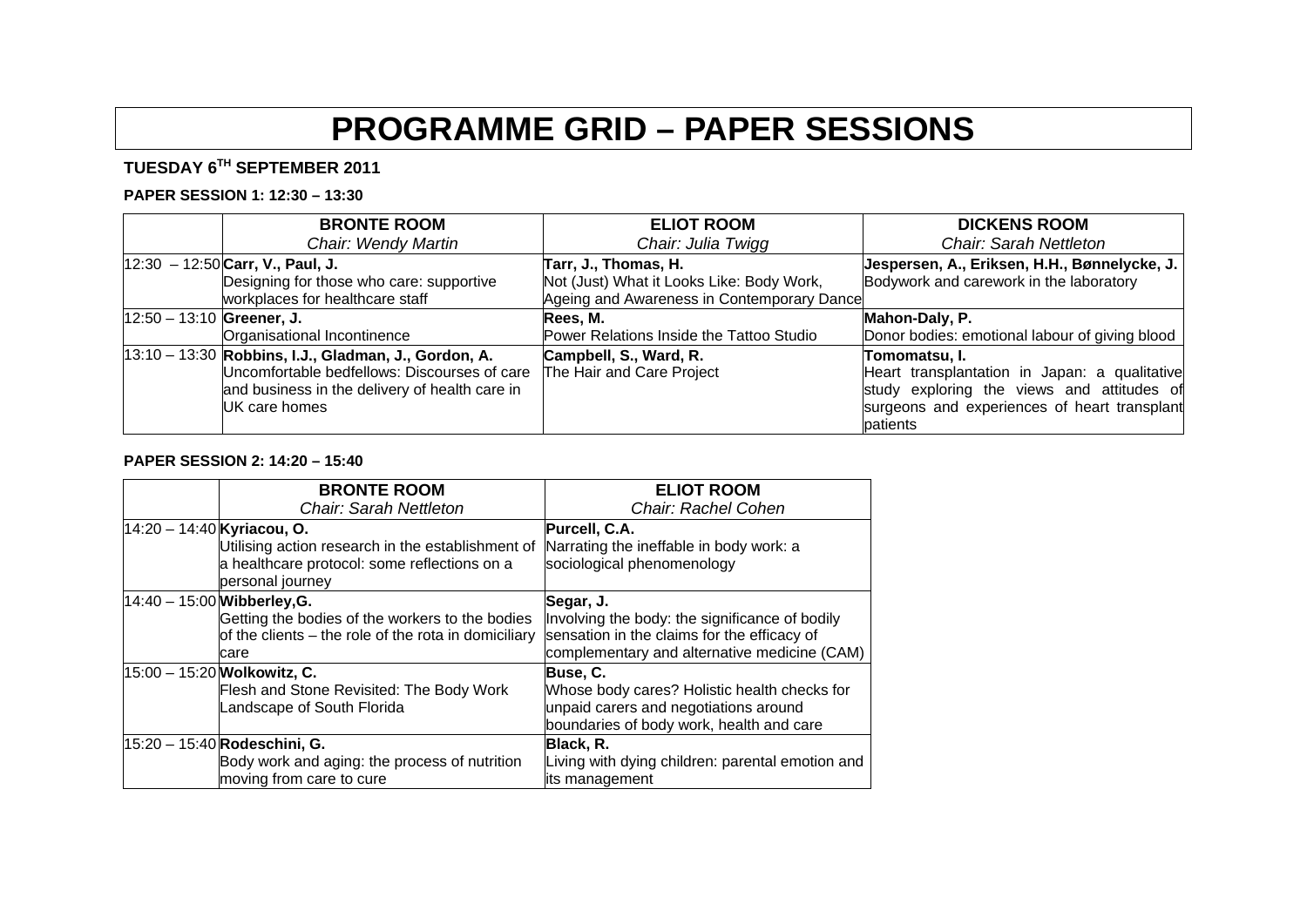# PROGRAMME GRID – PAPER SESSIONS

**TUESDAY 6TH SEPTEMBER 2011**

**PAPER SESSION 1: 12:30 – 13:30**

| | **BRONTE ROOM** *Chair: Wendy Martin* | **ELIOT ROOM** *Chair: Julia Twigg* | **DICKENS ROOM** *Chair: Sarah Nettleton* |
|---|---|---|---|
| 12:30 – 12:50 | **Carr, V., Paul, J.** Designing for those who care: supportive workplaces for healthcare staff | **Tarr, J., Thomas, H.** Not (Just) What it Looks Like: Body Work, Ageing and Awareness in Contemporary Dance | **Jespersen, A., Eriksen, H.H., Bønnelycke, J.** Bodywork and carework in the laboratory |
| 12:50 – 13:10 | **Greener, J.** Organisational Incontinence | **Rees, M.** Power Relations Inside the Tattoo Studio | **Mahon-Daly, P.** Donor bodies: emotional labour of giving blood |
| 13:10 – 13:30 | **Robbins, I.J., Gladman, J., Gordon, A.** Uncomfortable bedfellows: Discourses of care and business in the delivery of health care in UK care homes | **Campbell, S., Ward, R.** The Hair and Care Project | **Tomomatsu, I.** Heart transplantation in Japan: a qualitative study exploring the views and attitudes of surgeons and experiences of heart transplant patients |

**PAPER SESSION 2: 14:20 – 15:40**

| | **BRONTE ROOM** *Chair: Sarah Nettleton* | **ELIOT ROOM** *Chair: Rachel Cohen* |
|---|---|---|
| 14:20 – 14:40 | **Kyriacou, O.** Utilising action research in the establishment of a healthcare protocol: some reflections on a personal journey | **Purcell, C.A.** Narrating the ineffable in body work: a sociological phenomenology |
| 14:40 – 15:00 | **Wibberley,G.** Getting the bodies of the workers to the bodies of the clients – the role of the rota in domiciliary care | **Segar, J.** Involving the body: the significance of bodily sensation in the claims for the efficacy of complementary and alternative medicine (CAM) |
| 15:00 – 15:20 | **Wolkowitz, C.** Flesh and Stone Revisited: The Body Work Landscape of South Florida | **Buse, C.** Whose body cares? Holistic health checks for unpaid carers and negotiations around boundaries of body work, health and care |
| 15:20 – 15:40 | **Rodeschini, G.** Body work and aging: the process of nutrition moving from care to cure | **Black, R.** Living with dying children: parental emotion and its management |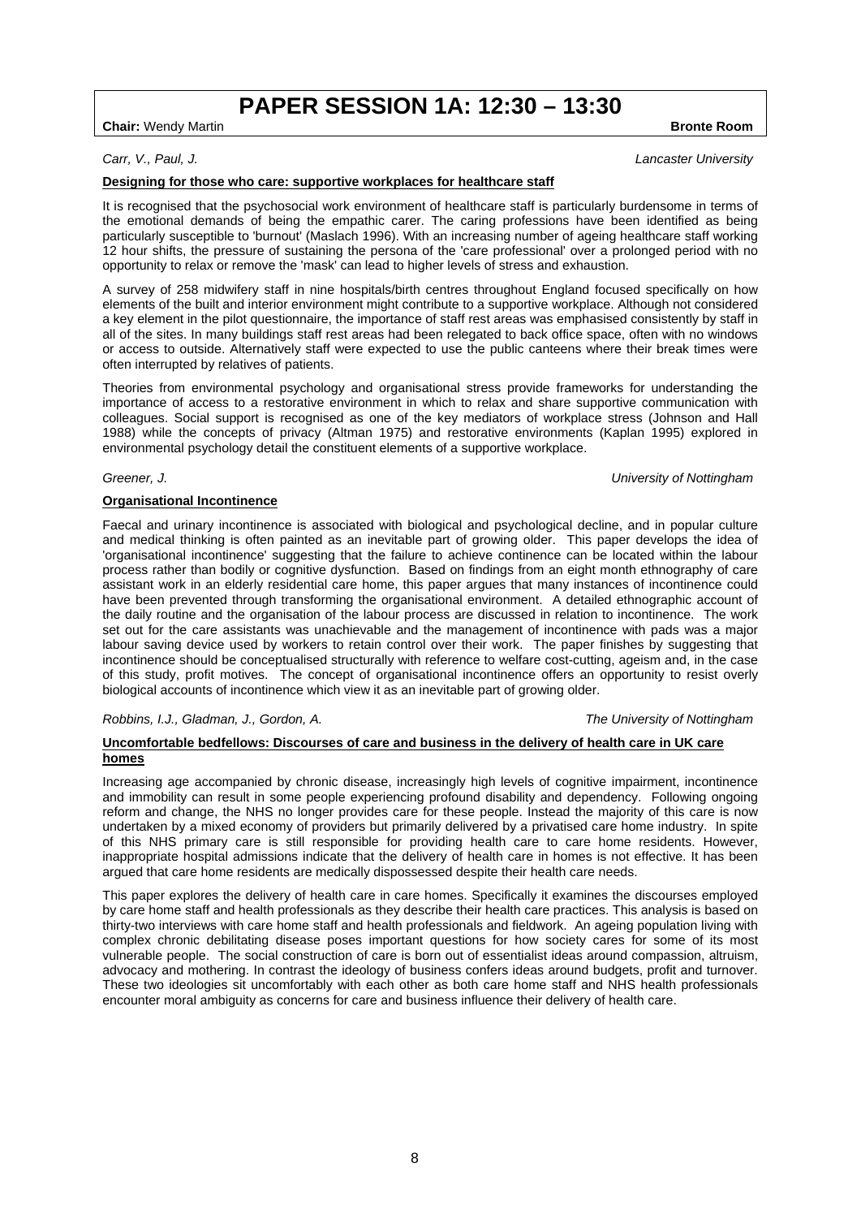# PAPER SESSION 1A: 12:30 – 13:30

**Chair:** Wendy Martin **Bronte Room**

*Carr, V., Paul, J.* *Lancaster University*

**Designing for those who care: supportive workplaces for healthcare staff**

It is recognised that the psychosocial work environment of healthcare staff is particularly burdensome in terms of the emotional demands of being the empathic carer. The caring professions have been identified as being particularly susceptible to 'burnout' (Maslach 1996). With an increasing number of ageing healthcare staff working 12 hour shifts, the pressure of sustaining the persona of the 'care professional' over a prolonged period with no opportunity to relax or remove the 'mask' can lead to higher levels of stress and exhaustion.

A survey of 258 midwifery staff in nine hospitals/birth centres throughout England focused specifically on how elements of the built and interior environment might contribute to a supportive workplace. Although not considered a key element in the pilot questionnaire, the importance of staff rest areas was emphasised consistently by staff in all of the sites. In many buildings staff rest areas had been relegated to back office space, often with no windows or access to outside. Alternatively staff were expected to use the public canteens where their break times were often interrupted by relatives of patients.

Theories from environmental psychology and organisational stress provide frameworks for understanding the importance of access to a restorative environment in which to relax and share supportive communication with colleagues. Social support is recognised as one of the key mediators of workplace stress (Johnson and Hall 1988) while the concepts of privacy (Altman 1975) and restorative environments (Kaplan 1995) explored in environmental psychology detail the constituent elements of a supportive workplace.

*Greener, J.* *University of Nottingham*

**Organisational Incontinence**

Faecal and urinary incontinence is associated with biological and psychological decline, and in popular culture and medical thinking is often painted as an inevitable part of growing older. This paper develops the idea of 'organisational incontinence' suggesting that the failure to achieve continence can be located within the labour process rather than bodily or cognitive dysfunction. Based on findings from an eight month ethnography of care assistant work in an elderly residential care home, this paper argues that many instances of incontinence could have been prevented through transforming the organisational environment. A detailed ethnographic account of the daily routine and the organisation of the labour process are discussed in relation to incontinence. The work set out for the care assistants was unachievable and the management of incontinence with pads was a major labour saving device used by workers to retain control over their work. The paper finishes by suggesting that incontinence should be conceptualised structurally with reference to welfare cost-cutting, ageism and, in the case of this study, profit motives. The concept of organisational incontinence offers an opportunity to resist overly biological accounts of incontinence which view it as an inevitable part of growing older.

*Robbins, I.J., Gladman, J., Gordon, A.* *The University of Nottingham*

**Uncomfortable bedfellows: Discourses of care and business in the delivery of health care in UK care homes**

Increasing age accompanied by chronic disease, increasingly high levels of cognitive impairment, incontinence and immobility can result in some people experiencing profound disability and dependency. Following ongoing reform and change, the NHS no longer provides care for these people. Instead the majority of this care is now undertaken by a mixed economy of providers but primarily delivered by a privatised care home industry. In spite of this NHS primary care is still responsible for providing health care to care home residents. However, inappropriate hospital admissions indicate that the delivery of health care in homes is not effective. It has been argued that care home residents are medically dispossessed despite their health care needs.

This paper explores the delivery of health care in care homes. Specifically it examines the discourses employed by care home staff and health professionals as they describe their health care practices. This analysis is based on thirty-two interviews with care home staff and health professionals and fieldwork. An ageing population living with complex chronic debilitating disease poses important questions for how society cares for some of its most vulnerable people. The social construction of care is born out of essentialist ideas around compassion, altruism, advocacy and mothering. In contrast the ideology of business confers ideas around budgets, profit and turnover. These two ideologies sit uncomfortably with each other as both care home staff and NHS health professionals encounter moral ambiguity as concerns for care and business influence their delivery of health care.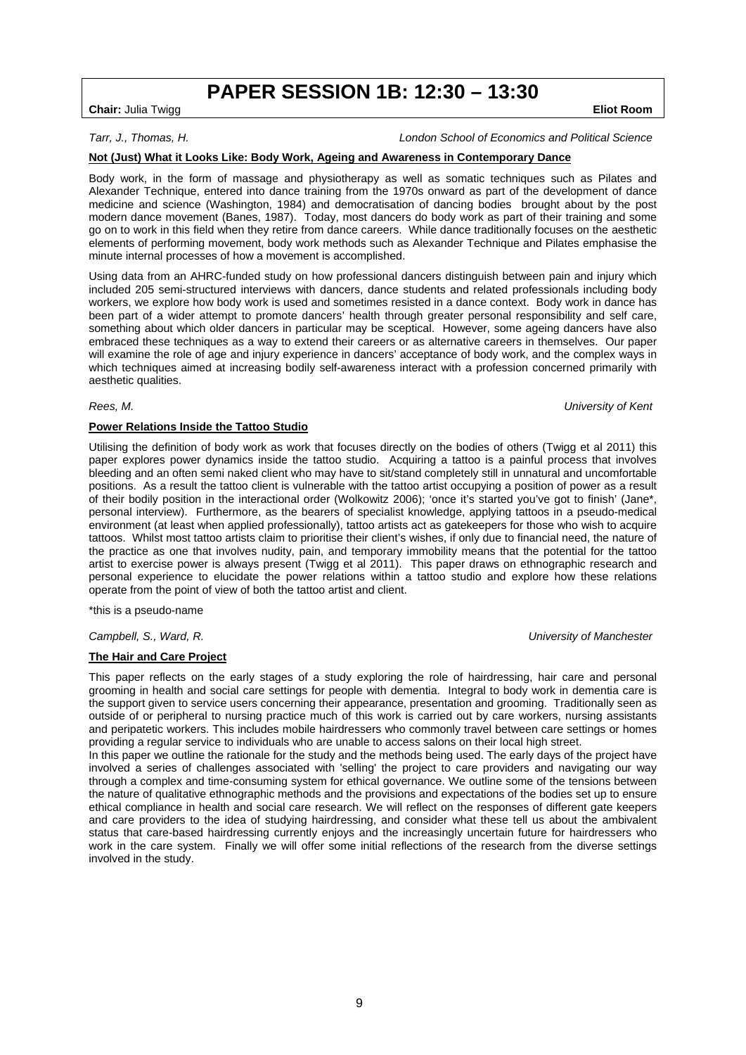# PAPER SESSION 1B: 12:30 – 13:30

**Chair:** Julia Twigg **Eliot Room**

*Tarr, J., Thomas, H.* *London School of Economics and Political Science*

**Not (Just) What it Looks Like: Body Work, Ageing and Awareness in Contemporary Dance**

Body work, in the form of massage and physiotherapy as well as somatic techniques such as Pilates and Alexander Technique, entered into dance training from the 1970s onward as part of the development of dance medicine and science (Washington, 1984) and democratisation of dancing bodies brought about by the post modern dance movement (Banes, 1987). Today, most dancers do body work as part of their training and some go on to work in this field when they retire from dance careers. While dance traditionally focuses on the aesthetic elements of performing movement, body work methods such as Alexander Technique and Pilates emphasise the minute internal processes of how a movement is accomplished.

Using data from an AHRC-funded study on how professional dancers distinguish between pain and injury which included 205 semi-structured interviews with dancers, dance students and related professionals including body workers, we explore how body work is used and sometimes resisted in a dance context. Body work in dance has been part of a wider attempt to promote dancers' health through greater personal responsibility and self care, something about which older dancers in particular may be sceptical. However, some ageing dancers have also embraced these techniques as a way to extend their careers or as alternative careers in themselves. Our paper will examine the role of age and injury experience in dancers' acceptance of body work, and the complex ways in which techniques aimed at increasing bodily self-awareness interact with a profession concerned primarily with aesthetic qualities.

*Rees, M.* *University of Kent*

**Power Relations Inside the Tattoo Studio**

Utilising the definition of body work as work that focuses directly on the bodies of others (Twigg et al 2011) this paper explores power dynamics inside the tattoo studio. Acquiring a tattoo is a painful process that involves bleeding and an often semi naked client who may have to sit/stand completely still in unnatural and uncomfortable positions. As a result the tattoo client is vulnerable with the tattoo artist occupying a position of power as a result of their bodily position in the interactional order (Wolkowitz 2006); 'once it's started you've got to finish' (Jane*, personal interview). Furthermore, as the bearers of specialist knowledge, applying tattoos in a pseudo-medical environment (at least when applied professionally), tattoo artists act as gatekeepers for those who wish to acquire tattoos. Whilst most tattoo artists claim to prioritise their client's wishes, if only due to financial need, the nature of the practice as one that involves nudity, pain, and temporary immobility means that the potential for the tattoo artist to exercise power is always present (Twigg et al 2011). This paper draws on ethnographic research and personal experience to elucidate the power relations within a tattoo studio and explore how these relations operate from the point of view of both the tattoo artist and client.

*this is a pseudo-name

*Campbell, S., Ward, R.* *University of Manchester*

**The Hair and Care Project**

This paper reflects on the early stages of a study exploring the role of hairdressing, hair care and personal grooming in health and social care settings for people with dementia. Integral to body work in dementia care is the support given to service users concerning their appearance, presentation and grooming. Traditionally seen as outside of or peripheral to nursing practice much of this work is carried out by care workers, nursing assistants and peripatetic workers. This includes mobile hairdressers who commonly travel between care settings or homes providing a regular service to individuals who are unable to access salons on their local high street.

In this paper we outline the rationale for the study and the methods being used. The early days of the project have involved a series of challenges associated with 'selling' the project to care providers and navigating our way through a complex and time-consuming system for ethical governance. We outline some of the tensions between the nature of qualitative ethnographic methods and the provisions and expectations of the bodies set up to ensure ethical compliance in health and social care research. We will reflect on the responses of different gate keepers and care providers to the idea of studying hairdressing, and consider what these tell us about the ambivalent status that care-based hairdressing currently enjoys and the increasingly uncertain future for hairdressers who work in the care system. Finally we will offer some initial reflections of the research from the diverse settings involved in the study.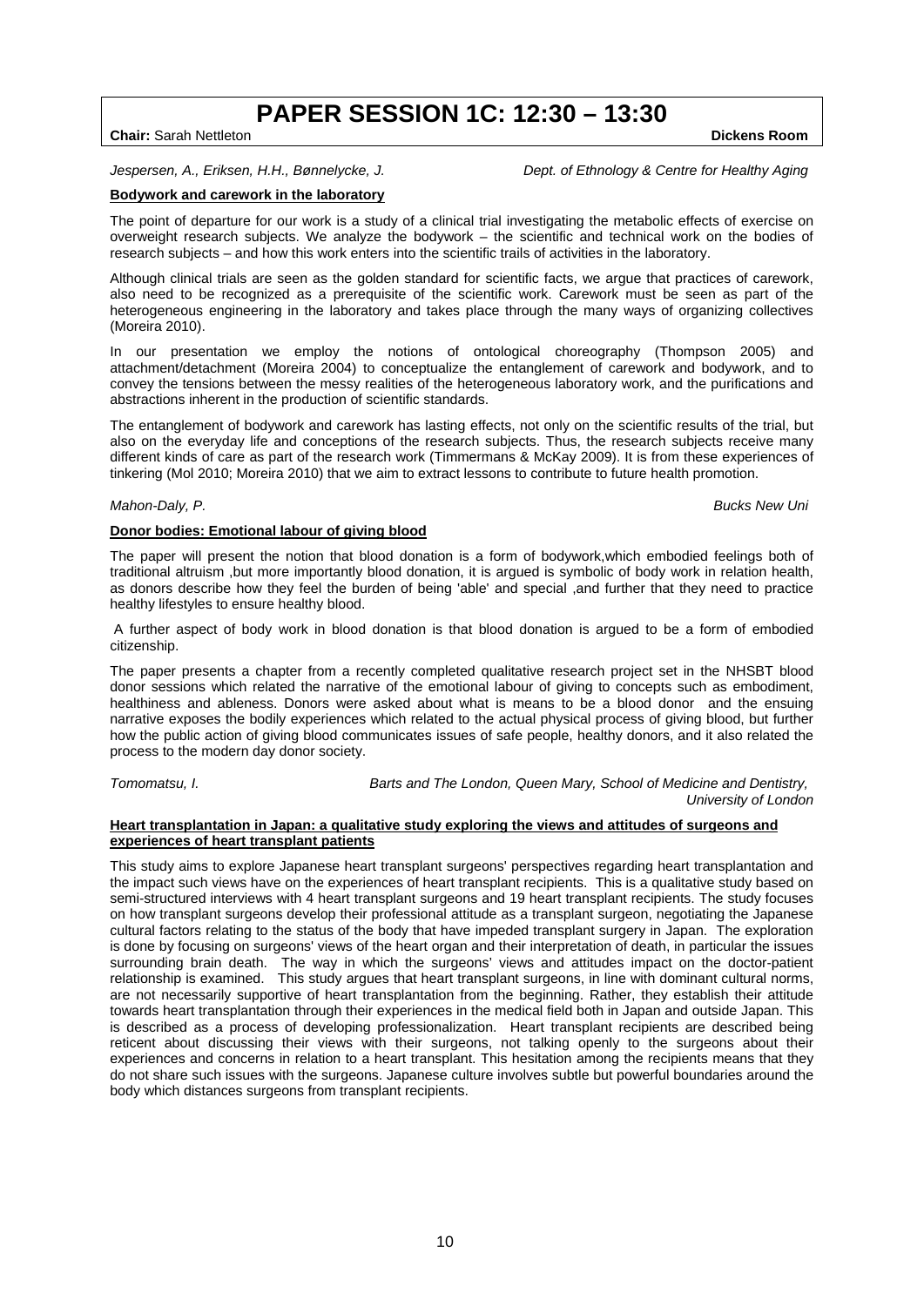# PAPER SESSION 1C: 12:30 – 13:30

**Chair:** Sarah Nettleton **Dickens Room**

*Jespersen, A., Eriksen, H.H., Bønnelycke, J.* *Dept. of Ethnology & Centre for Healthy Aging*

**Bodywork and carework in the laboratory**

The point of departure for our work is a study of a clinical trial investigating the metabolic effects of exercise on overweight research subjects. We analyze the bodywork – the scientific and technical work on the bodies of research subjects – and how this work enters into the scientific trails of activities in the laboratory.

Although clinical trials are seen as the golden standard for scientific facts, we argue that practices of carework, also need to be recognized as a prerequisite of the scientific work. Carework must be seen as part of the heterogeneous engineering in the laboratory and takes place through the many ways of organizing collectives (Moreira 2010).

In our presentation we employ the notions of ontological choreography (Thompson 2005) and attachment/detachment (Moreira 2004) to conceptualize the entanglement of carework and bodywork, and to convey the tensions between the messy realities of the heterogeneous laboratory work, and the purifications and abstractions inherent in the production of scientific standards.

The entanglement of bodywork and carework has lasting effects, not only on the scientific results of the trial, but also on the everyday life and conceptions of the research subjects. Thus, the research subjects receive many different kinds of care as part of the research work (Timmermans & McKay 2009). It is from these experiences of tinkering (Mol 2010; Moreira 2010) that we aim to extract lessons to contribute to future health promotion.

*Mahon-Daly, P.* *Bucks New Uni*

**Donor bodies: Emotional labour of giving blood**

The paper will present the notion that blood donation is a form of bodywork,which embodied feelings both of traditional altruism ,but more importantly blood donation, it is argued is symbolic of body work in relation health, as donors describe how they feel the burden of being 'able' and special ,and further that they need to practice healthy lifestyles to ensure healthy blood.

A further aspect of body work in blood donation is that blood donation is argued to be a form of embodied citizenship.

The paper presents a chapter from a recently completed qualitative research project set in the NHSBT blood donor sessions which related the narrative of the emotional labour of giving to concepts such as embodiment, healthiness and ableness. Donors were asked about what is means to be a blood donor and the ensuing narrative exposes the bodily experiences which related to the actual physical process of giving blood, but further how the public action of giving blood communicates issues of safe people, healthy donors, and it also related the process to the modern day donor society.

*Tomomatsu, I.* *Barts and The London, Queen Mary, School of Medicine and Dentistry, University of London*

**Heart transplantation in Japan: a qualitative study exploring the views and attitudes of surgeons and experiences of heart transplant patients**

This study aims to explore Japanese heart transplant surgeons' perspectives regarding heart transplantation and the impact such views have on the experiences of heart transplant recipients. This is a qualitative study based on semi-structured interviews with 4 heart transplant surgeons and 19 heart transplant recipients. The study focuses on how transplant surgeons develop their professional attitude as a transplant surgeon, negotiating the Japanese cultural factors relating to the status of the body that have impeded transplant surgery in Japan. The exploration is done by focusing on surgeons' views of the heart organ and their interpretation of death, in particular the issues surrounding brain death. The way in which the surgeons' views and attitudes impact on the doctor-patient relationship is examined. This study argues that heart transplant surgeons, in line with dominant cultural norms, are not necessarily supportive of heart transplantation from the beginning. Rather, they establish their attitude towards heart transplantation through their experiences in the medical field both in Japan and outside Japan. This is described as a process of developing professionalization. Heart transplant recipients are described being reticent about discussing their views with their surgeons, not talking openly to the surgeons about their experiences and concerns in relation to a heart transplant. This hesitation among the recipients means that they do not share such issues with the surgeons. Japanese culture involves subtle but powerful boundaries around the body which distances surgeons from transplant recipients.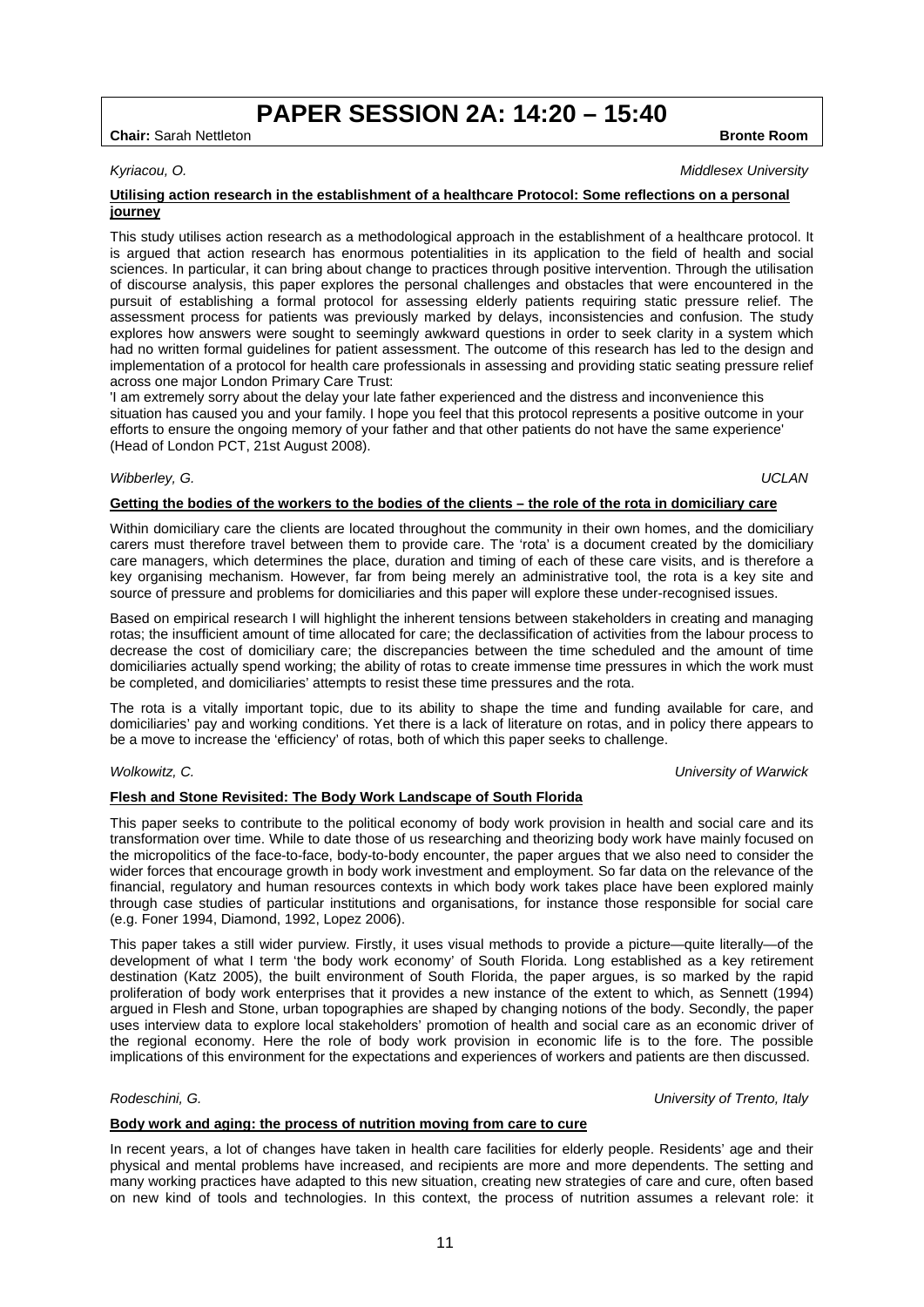# PAPER SESSION 2A: 14:20 – 15:40

**Chair:** Sarah Nettleton **Bronte Room**

*Kyriacou, O.* *Middlesex University*

**Utilising action research in the establishment of a healthcare Protocol: Some reflections on a personal journey**

This study utilises action research as a methodological approach in the establishment of a healthcare protocol. It is argued that action research has enormous potentialities in its application to the field of health and social sciences. In particular, it can bring about change to practices through positive intervention. Through the utilisation of discourse analysis, this paper explores the personal challenges and obstacles that were encountered in the pursuit of establishing a formal protocol for assessing elderly patients requiring static pressure relief. The assessment process for patients was previously marked by delays, inconsistencies and confusion. The study explores how answers were sought to seemingly awkward questions in order to seek clarity in a system which had no written formal guidelines for patient assessment. The outcome of this research has led to the design and implementation of a protocol for health care professionals in assessing and providing static seating pressure relief across one major London Primary Care Trust:

'I am extremely sorry about the delay your late father experienced and the distress and inconvenience this situation has caused you and your family. I hope you feel that this protocol represents a positive outcome in your efforts to ensure the ongoing memory of your father and that other patients do not have the same experience' (Head of London PCT, 21st August 2008).

*Wibberley, G.* *UCLAN*

**Getting the bodies of the workers to the bodies of the clients – the role of the rota in domiciliary care**

Within domiciliary care the clients are located throughout the community in their own homes, and the domiciliary carers must therefore travel between them to provide care. The 'rota' is a document created by the domiciliary care managers, which determines the place, duration and timing of each of these care visits, and is therefore a key organising mechanism. However, far from being merely an administrative tool, the rota is a key site and source of pressure and problems for domiciliaries and this paper will explore these under-recognised issues.

Based on empirical research I will highlight the inherent tensions between stakeholders in creating and managing rotas; the insufficient amount of time allocated for care; the declassification of activities from the labour process to decrease the cost of domiciliary care; the discrepancies between the time scheduled and the amount of time domiciliaries actually spend working; the ability of rotas to create immense time pressures in which the work must be completed, and domiciliaries' attempts to resist these time pressures and the rota.

The rota is a vitally important topic, due to its ability to shape the time and funding available for care, and domiciliaries' pay and working conditions. Yet there is a lack of literature on rotas, and in policy there appears to be a move to increase the 'efficiency' of rotas, both of which this paper seeks to challenge.

*Wolkowitz, C.* *University of Warwick*

**Flesh and Stone Revisited: The Body Work Landscape of South Florida**

This paper seeks to contribute to the political economy of body work provision in health and social care and its transformation over time. While to date those of us researching and theorizing body work have mainly focused on the micropolitics of the face-to-face, body-to-body encounter, the paper argues that we also need to consider the wider forces that encourage growth in body work investment and employment. So far data on the relevance of the financial, regulatory and human resources contexts in which body work takes place have been explored mainly through case studies of particular institutions and organisations, for instance those responsible for social care (e.g. Foner 1994, Diamond, 1992, Lopez 2006).

This paper takes a still wider purview. Firstly, it uses visual methods to provide a picture—quite literally—of the development of what I term 'the body work economy' of South Florida. Long established as a key retirement destination (Katz 2005), the built environment of South Florida, the paper argues, is so marked by the rapid proliferation of body work enterprises that it provides a new instance of the extent to which, as Sennett (1994) argued in Flesh and Stone, urban topographies are shaped by changing notions of the body. Secondly, the paper uses interview data to explore local stakeholders' promotion of health and social care as an economic driver of the regional economy. Here the role of body work provision in economic life is to the fore. The possible implications of this environment for the expectations and experiences of workers and patients are then discussed.

*Rodeschini, G.* *University of Trento, Italy*

**Body work and aging: the process of nutrition moving from care to cure**

In recent years, a lot of changes have taken in health care facilities for elderly people. Residents' age and their physical and mental problems have increased, and recipients are more and more dependents. The setting and many working practices have adapted to this new situation, creating new strategies of care and cure, often based on new kind of tools and technologies. In this context, the process of nutrition assumes a relevant role: it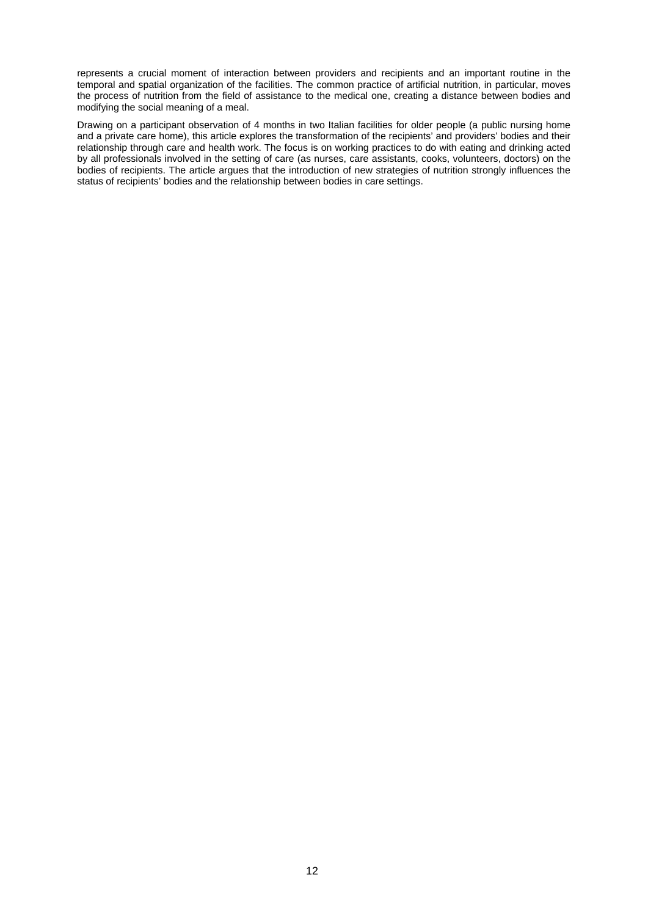represents a crucial moment of interaction between providers and recipients and an important routine in the temporal and spatial organization of the facilities. The common practice of artificial nutrition, in particular, moves the process of nutrition from the field of assistance to the medical one, creating a distance between bodies and modifying the social meaning of a meal.

Drawing on a participant observation of 4 months in two Italian facilities for older people (a public nursing home and a private care home), this article explores the transformation of the recipients' and providers' bodies and their relationship through care and health work. The focus is on working practices to do with eating and drinking acted by all professionals involved in the setting of care (as nurses, care assistants, cooks, volunteers, doctors) on the bodies of recipients. The article argues that the introduction of new strategies of nutrition strongly influences the status of recipients' bodies and the relationship between bodies in care settings.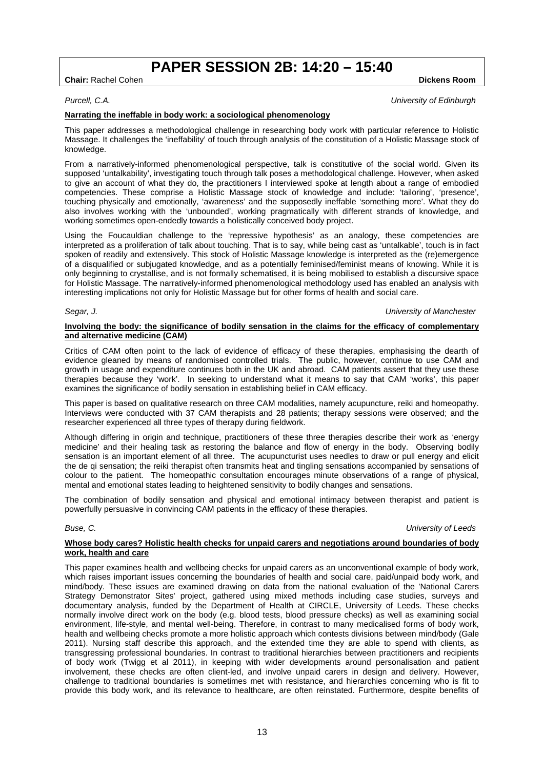# PAPER SESSION 2B: 14:20 – 15:40

**Chair:** Rachel Cohen **Dickens Room**

*Purcell, C.A.* *University of Edinburgh*

**Narrating the ineffable in body work: a sociological phenomenology**

This paper addresses a methodological challenge in researching body work with particular reference to Holistic Massage. It challenges the 'ineffability' of touch through analysis of the constitution of a Holistic Massage stock of knowledge.

From a narratively-informed phenomenological perspective, talk is constitutive of the social world. Given its supposed 'untalkability', investigating touch through talk poses a methodological challenge. However, when asked to give an account of what they do, the practitioners I interviewed spoke at length about a range of embodied competencies. These comprise a Holistic Massage stock of knowledge and include: 'tailoring', 'presence', touching physically and emotionally, 'awareness' and the supposedly ineffable 'something more'. What they do also involves working with the 'unbounded', working pragmatically with different strands of knowledge, and working sometimes open-endedly towards a holistically conceived body project.

Using the Foucauldian challenge to the 'repressive hypothesis' as an analogy, these competencies are interpreted as a proliferation of talk about touching. That is to say, while being cast as 'untalkable', touch is in fact spoken of readily and extensively. This stock of Holistic Massage knowledge is interpreted as the (re)emergence of a disqualified or subjugated knowledge, and as a potentially feminised/feminist means of knowing. While it is only beginning to crystallise, and is not formally schematised, it is being mobilised to establish a discursive space for Holistic Massage. The narratively-informed phenomenological methodology used has enabled an analysis with interesting implications not only for Holistic Massage but for other forms of health and social care.

*Segar, J.* *University of Manchester*

**Involving the body: the significance of bodily sensation in the claims for the efficacy of complementary and alternative medicine (CAM)**

Critics of CAM often point to the lack of evidence of efficacy of these therapies, emphasising the dearth of evidence gleaned by means of randomised controlled trials. The public, however, continue to use CAM and growth in usage and expenditure continues both in the UK and abroad. CAM patients assert that they use these therapies because they 'work'. In seeking to understand what it means to say that CAM 'works', this paper examines the significance of bodily sensation in establishing belief in CAM efficacy.

This paper is based on qualitative research on three CAM modalities, namely acupuncture, reiki and homeopathy. Interviews were conducted with 37 CAM therapists and 28 patients; therapy sessions were observed; and the researcher experienced all three types of therapy during fieldwork.

Although differing in origin and technique, practitioners of these three therapies describe their work as 'energy medicine' and their healing task as restoring the balance and flow of energy in the body. Observing bodily sensation is an important element of all three. The acupuncturist uses needles to draw or pull energy and elicit the de qi sensation; the reiki therapist often transmits heat and tingling sensations accompanied by sensations of colour to the patient. The homeopathic consultation encourages minute observations of a range of physical, mental and emotional states leading to heightened sensitivity to bodily changes and sensations.

The combination of bodily sensation and physical and emotional intimacy between therapist and patient is powerfully persuasive in convincing CAM patients in the efficacy of these therapies.

*Buse, C.* *University of Leeds*

**Whose body cares? Holistic health checks for unpaid carers and negotiations around boundaries of body work, health and care**

This paper examines health and wellbeing checks for unpaid carers as an unconventional example of body work, which raises important issues concerning the boundaries of health and social care, paid/unpaid body work, and mind/body. These issues are examined drawing on data from the national evaluation of the 'National Carers Strategy Demonstrator Sites' project, gathered using mixed methods including case studies, surveys and documentary analysis, funded by the Department of Health at CIRCLE, University of Leeds. These checks normally involve direct work on the body (e.g. blood tests, blood pressure checks) as well as examining social environment, life-style, and mental well-being. Therefore, in contrast to many medicalised forms of body work, health and wellbeing checks promote a more holistic approach which contests divisions between mind/body (Gale 2011). Nursing staff describe this approach, and the extended time they are able to spend with clients, as transgressing professional boundaries. In contrast to traditional hierarchies between practitioners and recipients of body work (Twigg et al 2011), in keeping with wider developments around personalisation and patient involvement, these checks are often client-led, and involve unpaid carers in design and delivery. However, challenge to traditional boundaries is sometimes met with resistance, and hierarchies concerning who is fit to provide this body work, and its relevance to healthcare, are often reinstated. Furthermore, despite benefits of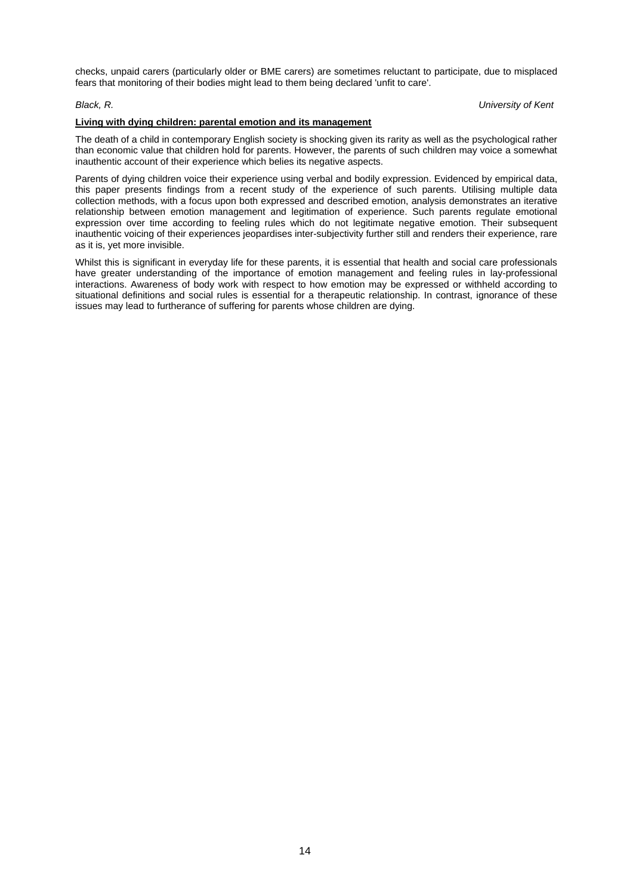checks, unpaid carers (particularly older or BME carers) are sometimes reluctant to participate, due to misplaced fears that monitoring of their bodies might lead to them being declared 'unfit to care'.

*Black, R.* *University of Kent*

**Living with dying children: parental emotion and its management**

The death of a child in contemporary English society is shocking given its rarity as well as the psychological rather than economic value that children hold for parents. However, the parents of such children may voice a somewhat inauthentic account of their experience which belies its negative aspects.

Parents of dying children voice their experience using verbal and bodily expression. Evidenced by empirical data, this paper presents findings from a recent study of the experience of such parents. Utilising multiple data collection methods, with a focus upon both expressed and described emotion, analysis demonstrates an iterative relationship between emotion management and legitimation of experience. Such parents regulate emotional expression over time according to feeling rules which do not legitimate negative emotion. Their subsequent inauthentic voicing of their experiences jeopardises inter-subjectivity further still and renders their experience, rare as it is, yet more invisible.

Whilst this is significant in everyday life for these parents, it is essential that health and social care professionals have greater understanding of the importance of emotion management and feeling rules in lay-professional interactions. Awareness of body work with respect to how emotion may be expressed or withheld according to situational definitions and social rules is essential for a therapeutic relationship. In contrast, ignorance of these issues may lead to furtherance of suffering for parents whose children are dying.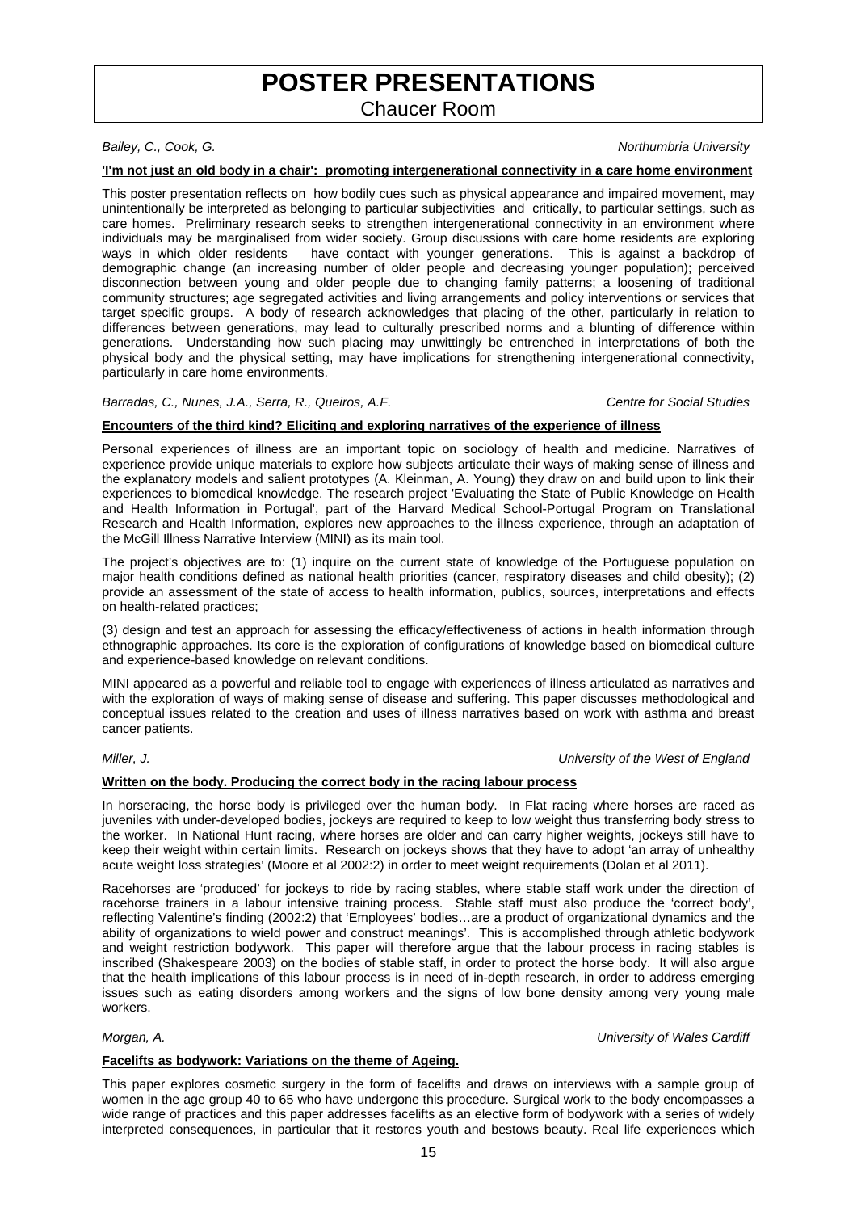# POSTER PRESENTATIONS

Chaucer Room

*Bailey, C., Cook, G.* *Northumbria University*

**'I'm not just an old body in a chair': promoting intergenerational connectivity in a care home environment**

This poster presentation reflects on how bodily cues such as physical appearance and impaired movement, may unintentionally be interpreted as belonging to particular subjectivities and critically, to particular settings, such as care homes. Preliminary research seeks to strengthen intergenerational connectivity in an environment where individuals may be marginalised from wider society. Group discussions with care home residents are exploring ways in which older residents have contact with younger generations. This is against a backdrop of demographic change (an increasing number of older people and decreasing younger population); perceived disconnection between young and older people due to changing family patterns; a loosening of traditional community structures; age segregated activities and living arrangements and policy interventions or services that target specific groups. A body of research acknowledges that placing of the other, particularly in relation to differences between generations, may lead to culturally prescribed norms and a blunting of difference within generations. Understanding how such placing may unwittingly be entrenched in interpretations of both the physical body and the physical setting, may have implications for strengthening intergenerational connectivity, particularly in care home environments.

*Barradas, C., Nunes, J.A., Serra, R., Queiros, A.F.* *Centre for Social Studies*

**Encounters of the third kind? Eliciting and exploring narratives of the experience of illness**

Personal experiences of illness are an important topic on sociology of health and medicine. Narratives of experience provide unique materials to explore how subjects articulate their ways of making sense of illness and the explanatory models and salient prototypes (A. Kleinman, A. Young) they draw on and build upon to link their experiences to biomedical knowledge. The research project 'Evaluating the State of Public Knowledge on Health and Health Information in Portugal', part of the Harvard Medical School-Portugal Program on Translational Research and Health Information, explores new approaches to the illness experience, through an adaptation of the McGill Illness Narrative Interview (MINI) as its main tool.

The project's objectives are to: (1) inquire on the current state of knowledge of the Portuguese population on major health conditions defined as national health priorities (cancer, respiratory diseases and child obesity); (2) provide an assessment of the state of access to health information, publics, sources, interpretations and effects on health-related practices;

(3) design and test an approach for assessing the efficacy/effectiveness of actions in health information through ethnographic approaches. Its core is the exploration of configurations of knowledge based on biomedical culture and experience-based knowledge on relevant conditions.

MINI appeared as a powerful and reliable tool to engage with experiences of illness articulated as narratives and with the exploration of ways of making sense of disease and suffering. This paper discusses methodological and conceptual issues related to the creation and uses of illness narratives based on work with asthma and breast cancer patients.

*Miller, J.* *University of the West of England*

**Written on the body. Producing the correct body in the racing labour process**

In horseracing, the horse body is privileged over the human body. In Flat racing where horses are raced as juveniles with under-developed bodies, jockeys are required to keep to low weight thus transferring body stress to the worker. In National Hunt racing, where horses are older and can carry higher weights, jockeys still have to keep their weight within certain limits. Research on jockeys shows that they have to adopt 'an array of unhealthy acute weight loss strategies' (Moore et al 2002:2) in order to meet weight requirements (Dolan et al 2011).

Racehorses are 'produced' for jockeys to ride by racing stables, where stable staff work under the direction of racehorse trainers in a labour intensive training process. Stable staff must also produce the 'correct body', reflecting Valentine's finding (2002:2) that 'Employees' bodies…are a product of organizational dynamics and the ability of organizations to wield power and construct meanings'. This is accomplished through athletic bodywork and weight restriction bodywork. This paper will therefore argue that the labour process in racing stables is inscribed (Shakespeare 2003) on the bodies of stable staff, in order to protect the horse body. It will also argue that the health implications of this labour process is in need of in-depth research, in order to address emerging issues such as eating disorders among workers and the signs of low bone density among very young male workers.

*Morgan, A.* *University of Wales Cardiff*

**Facelifts as bodywork: Variations on the theme of Ageing.**

This paper explores cosmetic surgery in the form of facelifts and draws on interviews with a sample group of women in the age group 40 to 65 who have undergone this procedure. Surgical work to the body encompasses a wide range of practices and this paper addresses facelifts as an elective form of bodywork with a series of widely interpreted consequences, in particular that it restores youth and bestows beauty. Real life experiences which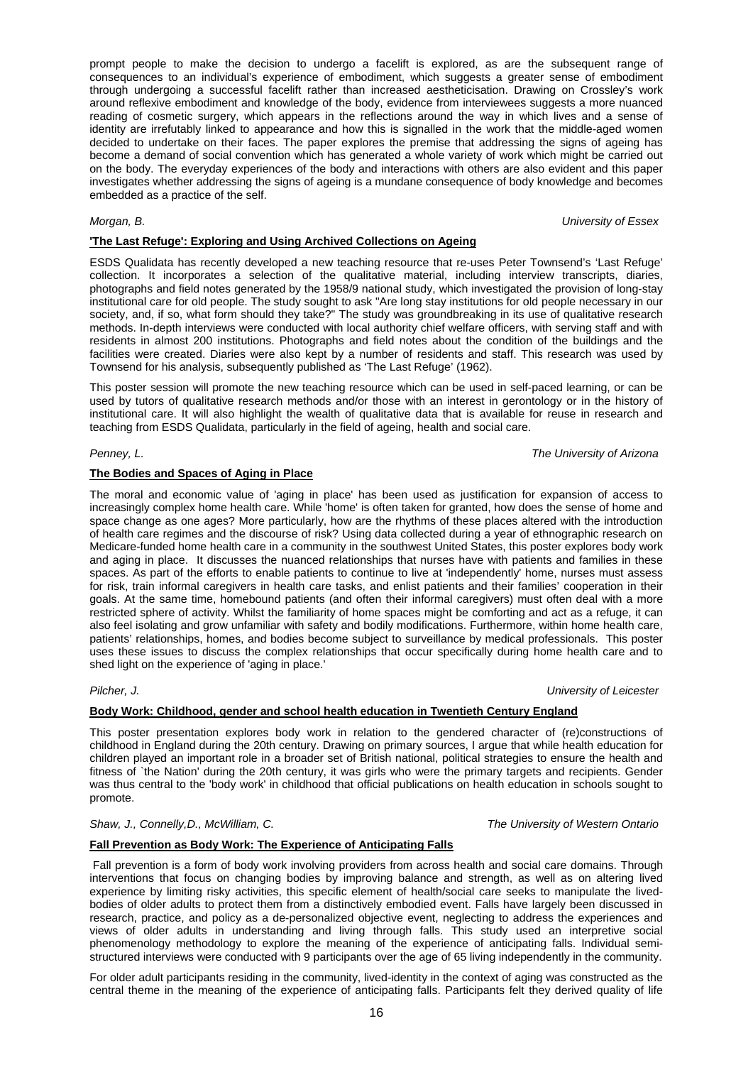prompt people to make the decision to undergo a facelift is explored, as are the subsequent range of consequences to an individual's experience of embodiment, which suggests a greater sense of embodiment through undergoing a successful facelift rather than increased aestheticisation. Drawing on Crossley's work around reflexive embodiment and knowledge of the body, evidence from interviewees suggests a more nuanced reading of cosmetic surgery, which appears in the reflections around the way in which lives and a sense of identity are irrefutably linked to appearance and how this is signalled in the work that the middle-aged women decided to undertake on their faces. The paper explores the premise that addressing the signs of ageing has become a demand of social convention which has generated a whole variety of work which might be carried out on the body. The everyday experiences of the body and interactions with others are also evident and this paper investigates whether addressing the signs of ageing is a mundane consequence of body knowledge and becomes embedded as a practice of the self.

*Morgan, B.* *University of Essex*

**'The Last Refuge': Exploring and Using Archived Collections on Ageing**

ESDS Qualidata has recently developed a new teaching resource that re-uses Peter Townsend's 'Last Refuge' collection. It incorporates a selection of the qualitative material, including interview transcripts, diaries, photographs and field notes generated by the 1958/9 national study, which investigated the provision of long-stay institutional care for old people. The study sought to ask "Are long stay institutions for old people necessary in our society, and, if so, what form should they take?" The study was groundbreaking in its use of qualitative research methods. In-depth interviews were conducted with local authority chief welfare officers, with serving staff and with residents in almost 200 institutions. Photographs and field notes about the condition of the buildings and the facilities were created. Diaries were also kept by a number of residents and staff. This research was used by Townsend for his analysis, subsequently published as 'The Last Refuge' (1962).

This poster session will promote the new teaching resource which can be used in self-paced learning, or can be used by tutors of qualitative research methods and/or those with an interest in gerontology or in the history of institutional care. It will also highlight the wealth of qualitative data that is available for reuse in research and teaching from ESDS Qualidata, particularly in the field of ageing, health and social care.

*Penney, L.* *The University of Arizona*

**The Bodies and Spaces of Aging in Place**

The moral and economic value of 'aging in place' has been used as justification for expansion of access to increasingly complex home health care. While 'home' is often taken for granted, how does the sense of home and space change as one ages? More particularly, how are the rhythms of these places altered with the introduction of health care regimes and the discourse of risk? Using data collected during a year of ethnographic research on Medicare-funded home health care in a community in the southwest United States, this poster explores body work and aging in place. It discusses the nuanced relationships that nurses have with patients and families in these spaces. As part of the efforts to enable patients to continue to live at 'independently' home, nurses must assess for risk, train informal caregivers in health care tasks, and enlist patients and their families' cooperation in their goals. At the same time, homebound patients (and often their informal caregivers) must often deal with a more restricted sphere of activity. Whilst the familiarity of home spaces might be comforting and act as a refuge, it can also feel isolating and grow unfamiliar with safety and bodily modifications. Furthermore, within home health care, patients' relationships, homes, and bodies become subject to surveillance by medical professionals. This poster uses these issues to discuss the complex relationships that occur specifically during home health care and to shed light on the experience of 'aging in place.'

*Pilcher, J.* *University of Leicester*

**Body Work: Childhood, gender and school health education in Twentieth Century England**

This poster presentation explores body work in relation to the gendered character of (re)constructions of childhood in England during the 20th century. Drawing on primary sources, I argue that while health education for children played an important role in a broader set of British national, political strategies to ensure the health and fitness of `the Nation' during the 20th century, it was girls who were the primary targets and recipients. Gender was thus central to the 'body work' in childhood that official publications on health education in schools sought to promote.

*Shaw, J., Connelly,D., McWilliam, C.* *The University of Western Ontario*

**Fall Prevention as Body Work: The Experience of Anticipating Falls**

Fall prevention is a form of body work involving providers from across health and social care domains. Through interventions that focus on changing bodies by improving balance and strength, as well as on altering lived experience by limiting risky activities, this specific element of health/social care seeks to manipulate the lived-bodies of older adults to protect them from a distinctively embodied event. Falls have largely been discussed in research, practice, and policy as a de-personalized objective event, neglecting to address the experiences and views of older adults in understanding and living through falls. This study used an interpretive social phenomenology methodology to explore the meaning of the experience of anticipating falls. Individual semi-structured interviews were conducted with 9 participants over the age of 65 living independently in the community.

For older adult participants residing in the community, lived-identity in the context of aging was constructed as the central theme in the meaning of the experience of anticipating falls. Participants felt they derived quality of life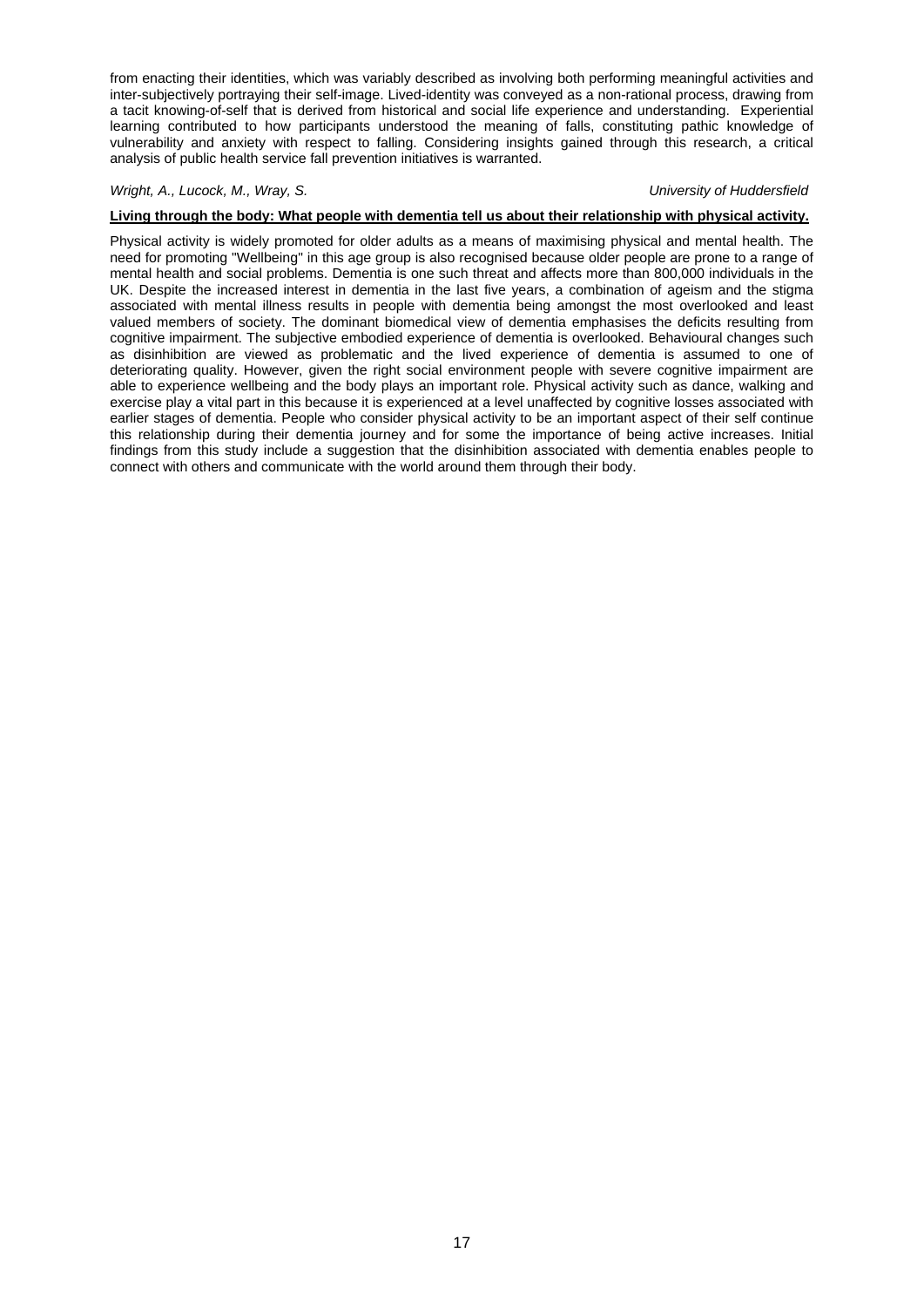from enacting their identities, which was variably described as involving both performing meaningful activities and inter-subjectively portraying their self-image. Lived-identity was conveyed as a non-rational process, drawing from a tacit knowing-of-self that is derived from historical and social life experience and understanding. Experiential learning contributed to how participants understood the meaning of falls, constituting pathic knowledge of vulnerability and anxiety with respect to falling. Considering insights gained through this research, a critical analysis of public health service fall prevention initiatives is warranted.

*Wright, A., Lucock, M., Wray, S.* *University of Huddersfield*

**Living through the body: What people with dementia tell us about their relationship with physical activity.**

Physical activity is widely promoted for older adults as a means of maximising physical and mental health. The need for promoting "Wellbeing" in this age group is also recognised because older people are prone to a range of mental health and social problems. Dementia is one such threat and affects more than 800,000 individuals in the UK. Despite the increased interest in dementia in the last five years, a combination of ageism and the stigma associated with mental illness results in people with dementia being amongst the most overlooked and least valued members of society. The dominant biomedical view of dementia emphasises the deficits resulting from cognitive impairment. The subjective embodied experience of dementia is overlooked. Behavioural changes such as disinhibition are viewed as problematic and the lived experience of dementia is assumed to one of deteriorating quality. However, given the right social environment people with severe cognitive impairment are able to experience wellbeing and the body plays an important role. Physical activity such as dance, walking and exercise play a vital part in this because it is experienced at a level unaffected by cognitive losses associated with earlier stages of dementia. People who consider physical activity to be an important aspect of their self continue this relationship during their dementia journey and for some the importance of being active increases. Initial findings from this study include a suggestion that the disinhibition associated with dementia enables people to connect with others and communicate with the world around them through their body.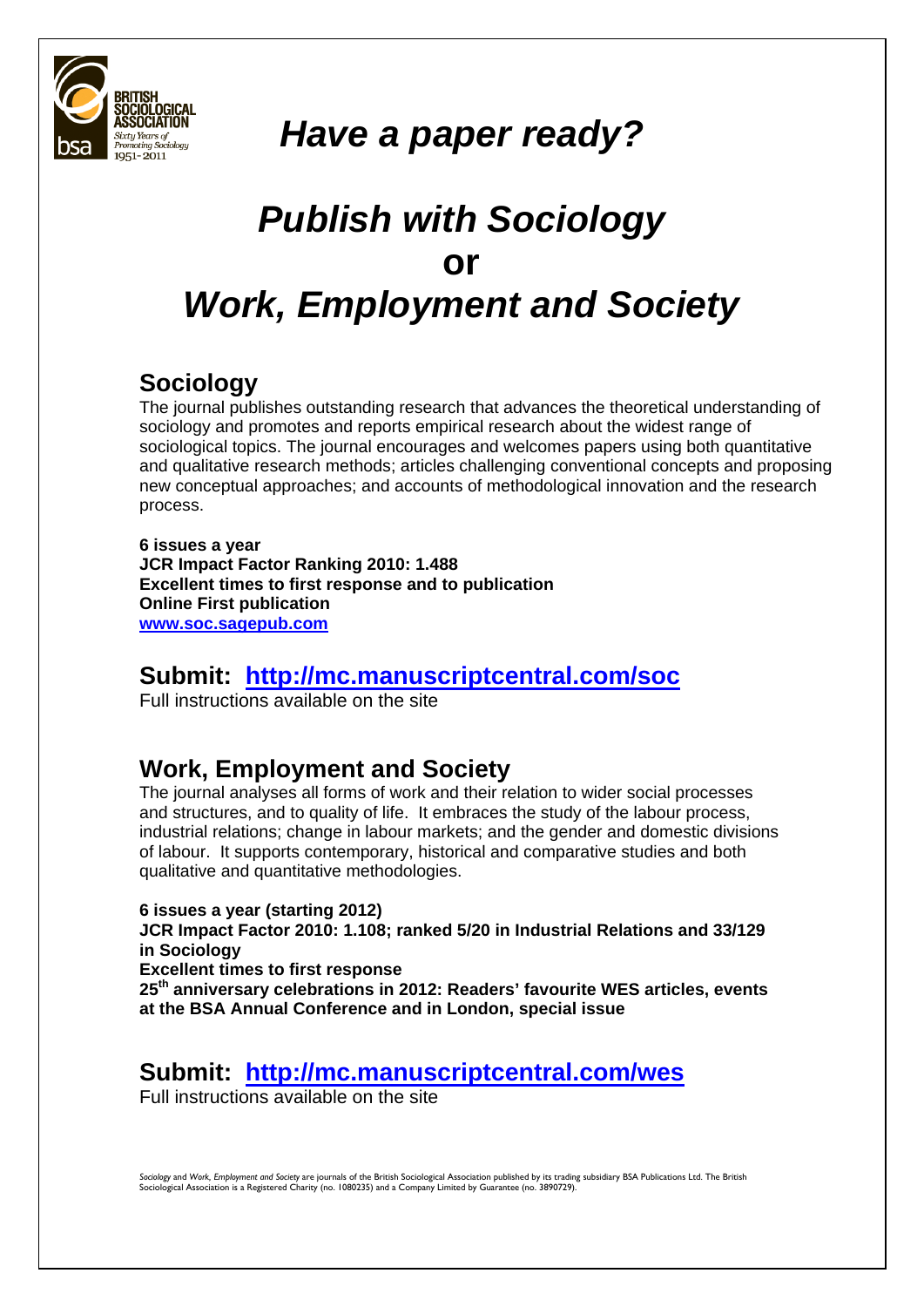BRITISH SOCIOLOGICAL ASSOCIATION
*Sixty Years of Promoting Sociology 1951-2011*

# *Have a paper ready?*

# *Publish with Sociology*
# **or**
# *Work, Employment and Society*

## Sociology

The journal publishes outstanding research that advances the theoretical understanding of sociology and promotes and reports empirical research about the widest range of sociological topics. The journal encourages and welcomes papers using both quantitative and qualitative research methods; articles challenging conventional concepts and proposing new conceptual approaches; and accounts of methodological innovation and the research process.

**6 issues a year**
**JCR Impact Factor Ranking 2010: 1.488**
**Excellent times to first response and to publication**
**Online First publication**
**www.soc.sagepub.com**

## Submit: http://mc.manuscriptcentral.com/soc

Full instructions available on the site

## Work, Employment and Society

The journal analyses all forms of work and their relation to wider social processes and structures, and to quality of life. It embraces the study of the labour process, industrial relations; change in labour markets; and the gender and domestic divisions of labour. It supports contemporary, historical and comparative studies and both qualitative and quantitative methodologies.

**6 issues a year (starting 2012)**
**JCR Impact Factor 2010: 1.108; ranked 5/20 in Industrial Relations and 33/129 in Sociology**
**Excellent times to first response**
**25th anniversary celebrations in 2012: Readers' favourite WES articles, events at the BSA Annual Conference and in London, special issue**

## Submit: http://mc.manuscriptcentral.com/wes

Full instructions available on the site

*Sociology* and *Work, Employment and Society* are journals of the British Sociological Association published by its trading subsidiary BSA Publications Ltd. The British Sociological Association is a Registered Charity (no. 1080235) and a Company Limited by Guarantee (no. 3890729).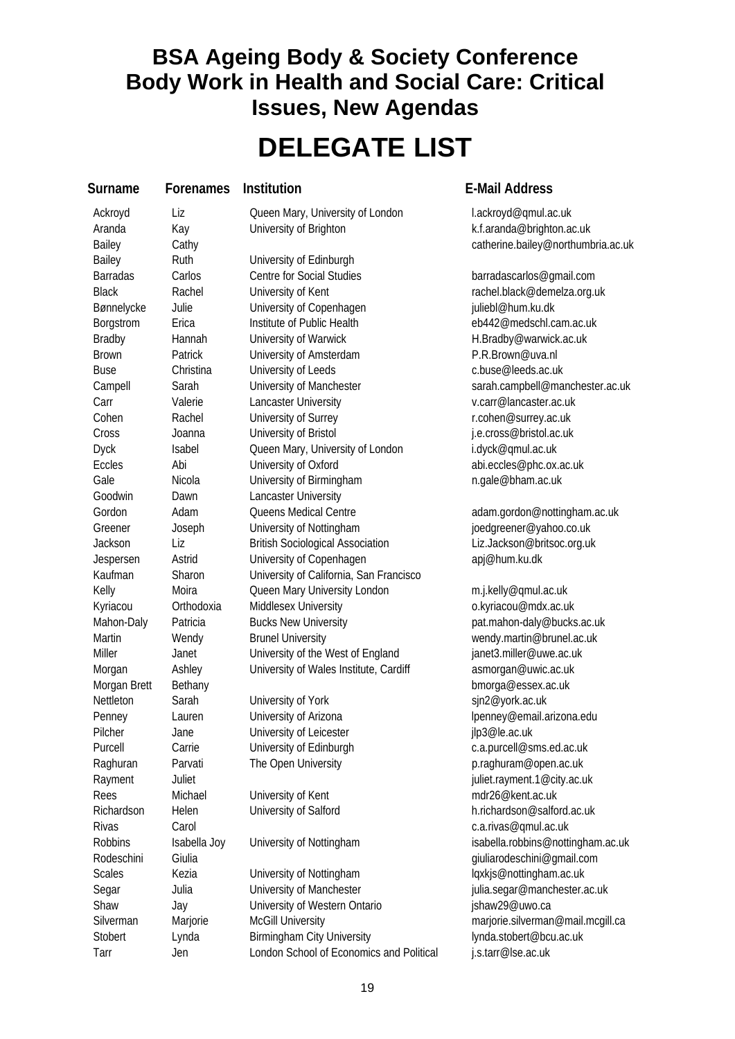# BSA Ageing Body & Society Conference
# Body Work in Health and Social Care: Critical Issues, New Agendas

# DELEGATE LIST

| Surname | Forenames | Institution | E-Mail Address |
|---|---|---|---|
| Ackroyd | Liz | Queen Mary, University of London | l.ackroyd@qmul.ac.uk |
| Aranda | Kay | University of Brighton | k.f.aranda@brighton.ac.uk |
| Bailey | Cathy | | catherine.bailey@northumbria.ac.uk |
| Bailey | Ruth | University of Edinburgh | |
| Barradas | Carlos | Centre for Social Studies | barradascarlos@gmail.com |
| Black | Rachel | University of Kent | rachel.black@demelza.org.uk |
| Bønnelycke | Julie | University of Copenhagen | juliebl@hum.ku.dk |
| Borgstrom | Erica | Institute of Public Health | eb442@medschl.cam.ac.uk |
| Bradby | Hannah | University of Warwick | H.Bradby@warwick.ac.uk |
| Brown | Patrick | University of Amsterdam | P.R.Brown@uva.nl |
| Buse | Christina | University of Leeds | c.buse@leeds.ac.uk |
| Campell | Sarah | University of Manchester | sarah.campbell@manchester.ac.uk |
| Carr | Valerie | Lancaster University | v.carr@lancaster.ac.uk |
| Cohen | Rachel | University of Surrey | r.cohen@surrey.ac.uk |
| Cross | Joanna | University of Bristol | j.e.cross@bristol.ac.uk |
| Dyck | Isabel | Queen Mary, University of London | i.dyck@qmul.ac.uk |
| Eccles | Abi | University of Oxford | abi.eccles@phc.ox.ac.uk |
| Gale | Nicola | University of Birmingham | n.gale@bham.ac.uk |
| Goodwin | Dawn | Lancaster University | |
| Gordon | Adam | Queens Medical Centre | adam.gordon@nottingham.ac.uk |
| Greener | Joseph | University of Nottingham | joedgreener@yahoo.co.uk |
| Jackson | Liz | British Sociological Association | Liz.Jackson@britsoc.org.uk |
| Jespersen | Astrid | University of Copenhagen | apj@hum.ku.dk |
| Kaufman | Sharon | University of California, San Francisco | |
| Kelly | Moira | Queen Mary University London | m.j.kelly@qmul.ac.uk |
| Kyriacou | Orthodoxia | Middlesex University | o.kyriacou@mdx.ac.uk |
| Mahon-Daly | Patricia | Bucks New University | pat.mahon-daly@bucks.ac.uk |
| Martin | Wendy | Brunel University | wendy.martin@brunel.ac.uk |
| Miller | Janet | University of the West of England | janet3.miller@uwe.ac.uk |
| Morgan | Ashley | University of Wales Institute, Cardiff | asmorgan@uwic.ac.uk |
| Morgan Brett | Bethany | | bmorga@essex.ac.uk |
| Nettleton | Sarah | University of York | sjn2@york.ac.uk |
| Penney | Lauren | University of Arizona | lpenney@email.arizona.edu |
| Pilcher | Jane | University of Leicester | jlp3@le.ac.uk |
| Purcell | Carrie | University of Edinburgh | c.a.purcell@sms.ed.ac.uk |
| Raghuran | Parvati | The Open University | p.raghuram@open.ac.uk |
| Rayment | Juliet | | juliet.rayment.1@city.ac.uk |
| Rees | Michael | University of Kent | mdr26@kent.ac.uk |
| Richardson | Helen | University of Salford | h.richardson@salford.ac.uk |
| Rivas | Carol | | c.a.rivas@qmul.ac.uk |
| Robbins | Isabella Joy | University of Nottingham | isabella.robbins@nottingham.ac.uk |
| Rodeschini | Giulia | | giuliarodeschini@gmail.com |
| Scales | Kezia | University of Nottingham | lqxkjs@nottingham.ac.uk |
| Segar | Julia | University of Manchester | julia.segar@manchester.ac.uk |
| Shaw | Jay | University of Western Ontario | jshaw29@uwo.ca |
| Silverman | Marjorie | McGill University | marjorie.silverman@mail.mcgill.ca |
| Stobert | Lynda | Birmingham City University | lynda.stobert@bcu.ac.uk |
| Tarr | Jen | London School of Economics and Political | j.s.tarr@lse.ac.uk |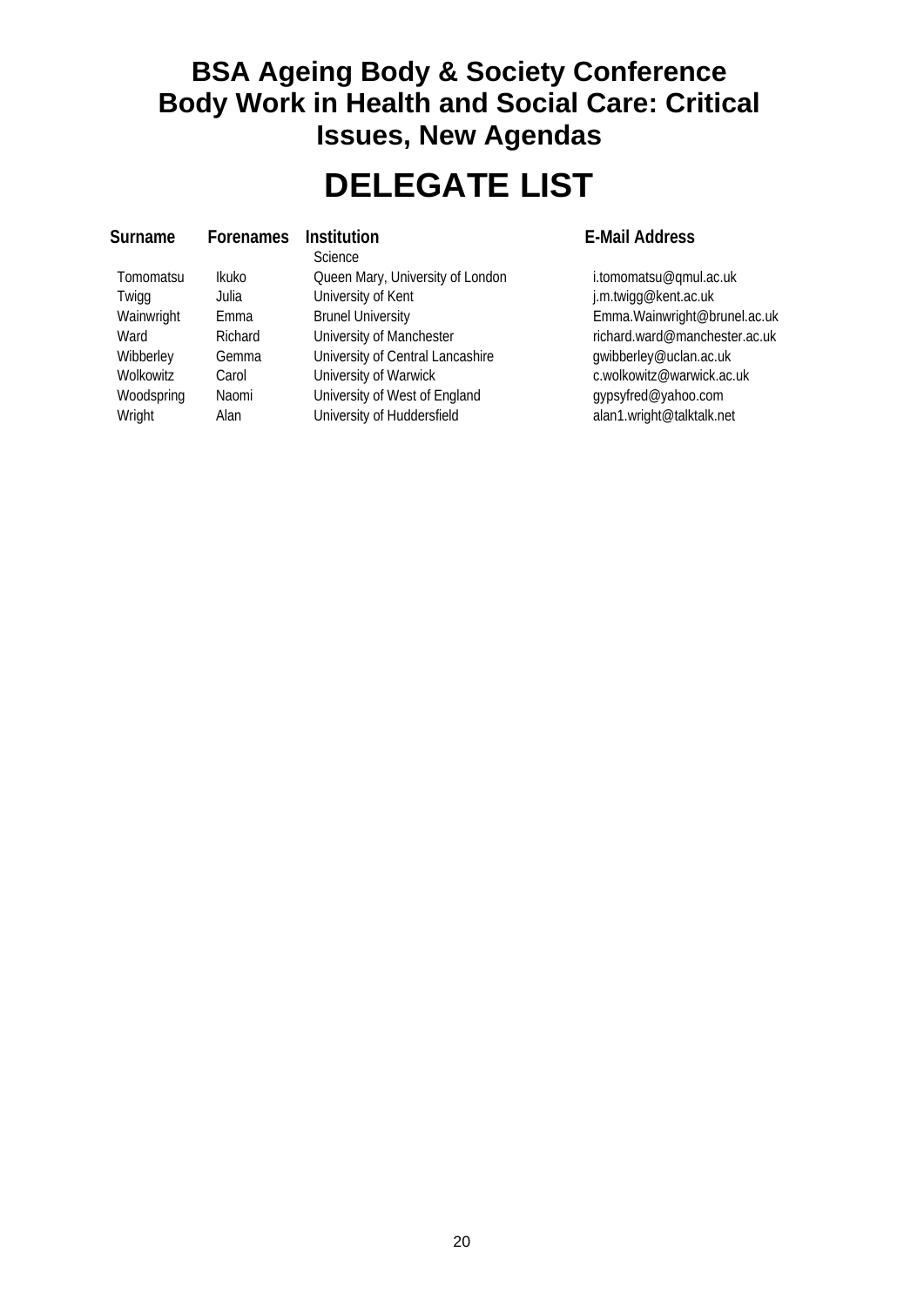# BSA Ageing Body & Society Conference
# Body Work in Health and Social Care: Critical Issues, New Agendas

# DELEGATE LIST

| Surname | Forenames | Institution | E-Mail Address |
|---|---|---|---|
| | | Science | |
| Tomomatsu | Ikuko | Queen Mary, University of London | i.tomomatsu@qmul.ac.uk |
| Twigg | Julia | University of Kent | j.m.twigg@kent.ac.uk |
| Wainwright | Emma | Brunel University | Emma.Wainwright@brunel.ac.uk |
| Ward | Richard | University of Manchester | richard.ward@manchester.ac.uk |
| Wibberley | Gemma | University of Central Lancashire | gwibberley@uclan.ac.uk |
| Wolkowitz | Carol | University of Warwick | c.wolkowitz@warwick.ac.uk |
| Woodspring | Naomi | University of West of England | gypsyfred@yahoo.com |
| Wright | Alan | University of Huddersfield | alan1.wright@talktalk.net |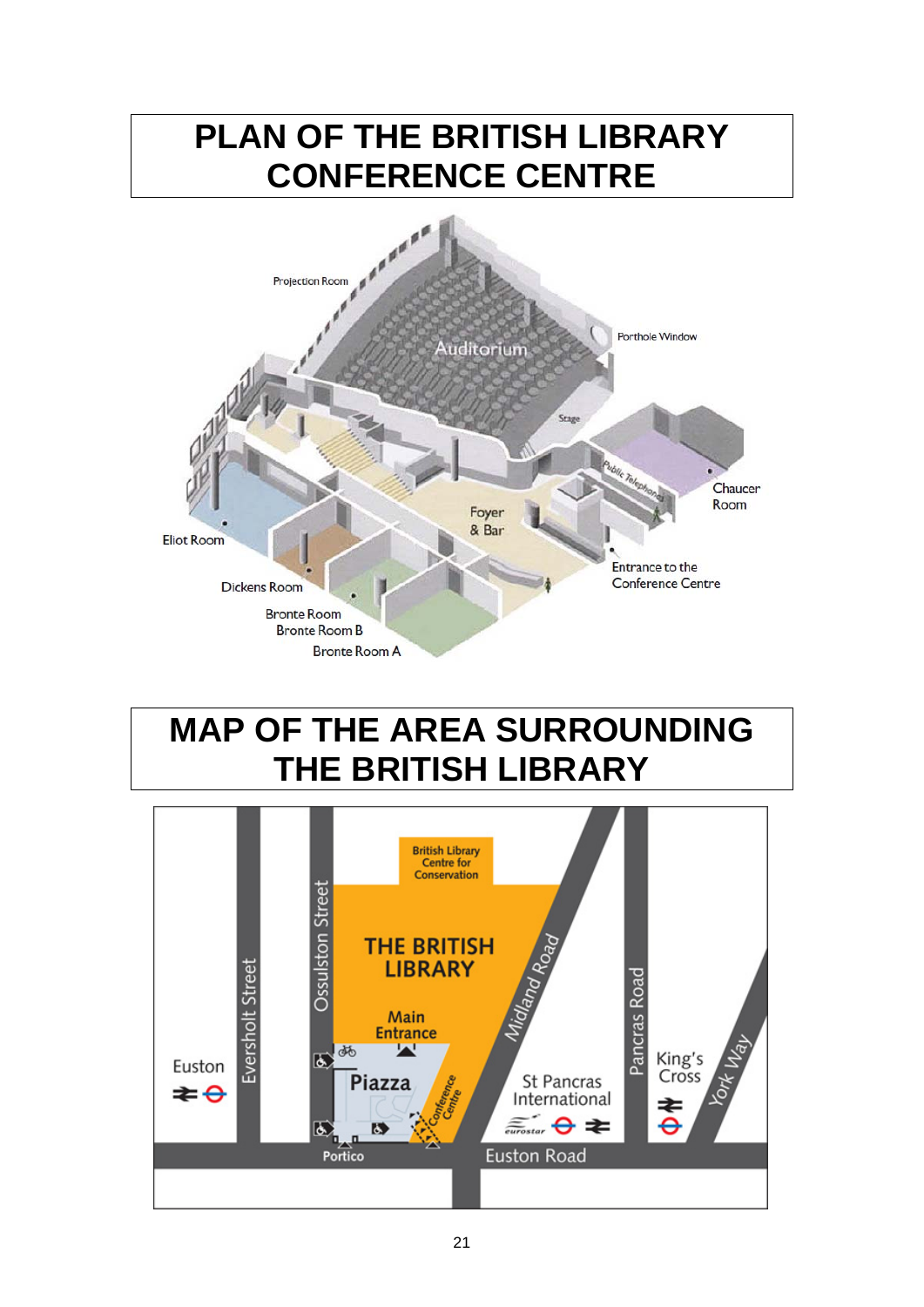# PLAN OF THE BRITISH LIBRARY CONFERENCE CENTRE

Projection Room

Auditorium

Porthole Window

Stage

Public Telephones

Chaucer Room

Foyer & Bar

Eliot Room

Entrance to the Conference Centre

Dickens Room

Bronte Room

Bronte Room B

Bronte Room A

# MAP OF THE AREA SURROUNDING THE BRITISH LIBRARY

British Library Centre for Conservation

THE BRITISH LIBRARY

Main Entrance

Piazza

Conference Centre

Portico

Euston

Eversholt Street

Ossulston Street

Midland Road

Pancras Road

York Way

St Pancras International

King's Cross

Euston Road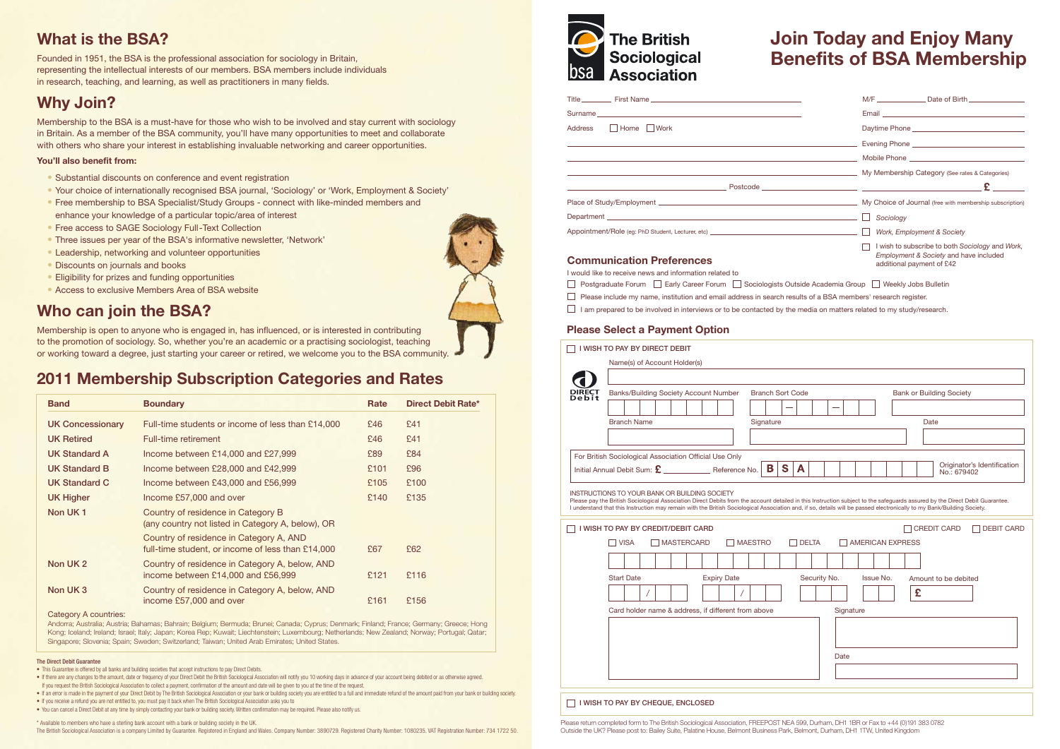## What is the BSA?

Founded in 1951, the BSA is the professional association for sociology in Britain, representing the intellectual interests of our members. BSA members include individuals in research, teaching, and learning, as well as practitioners in many fields.

## Why Join?

Membership to the BSA is a must-have for those who wish to be involved and stay current with sociology in Britain. As a member of the BSA community, you'll have many opportunities to meet and collaborate with others who share your interest in establishing invaluable networking and career opportunities.

**You'll also benefit from:**

- Substantial discounts on conference and event registration
- Your choice of internationally recognised BSA journal, 'Sociology' or 'Work, Employment & Society'
- Free membership to BSA Specialist/Study Groups - connect with like-minded members and enhance your knowledge of a particular topic/area of interest
- Free access to SAGE Sociology Full-Text Collection
- Three issues per year of the BSA's informative newsletter, 'Network'
- Leadership, networking and volunteer opportunities
- Discounts on journals and books
- Eligibility for prizes and funding opportunities
- Access to exclusive Members Area of BSA website

## Who can join the BSA?

Membership is open to anyone who is engaged in, has influenced, or is interested in contributing to the promotion of sociology. So, whether you're an academic or a practising sociologist, teaching or working toward a degree, just starting your career or retired, we welcome you to the BSA community.

## 2011 Membership Subscription Categories and Rates

| Band | Boundary | Rate | Direct Debit Rate* |
|---|---|---|---|
| UK Concessionary | Full-time students or income of less than £14,000 | £46 | £41 |
| UK Retired | Full-time retirement | £46 | £41 |
| UK Standard A | Income between £14,000 and £27,999 | £89 | £84 |
| UK Standard B | Income between £28,000 and £42,999 | £101 | £96 |
| UK Standard C | Income between £43,000 and £56,999 | £105 | £100 |
| UK Higher | Income £57,000 and over | £140 | £135 |
| Non UK 1 | Country of residence in Category B (any country not listed in Category A, below), OR Country of residence in Category A, AND full-time student, or income of less than £14,000 | £67 | £62 |
| Non UK 2 | Country of residence in Category A, below, AND income between £14,000 and £56,999 | £121 | £116 |
| Non UK 3 | Country of residence in Category A, below, AND income £57,000 and over | £161 | £156 |

Category A countries:

Andorra; Australia; Austria; Bahamas; Bahrain; Belgium; Bermuda; Brunei; Canada; Cyprus; Denmark; Finland; France; Germany; Greece; Hong Kong; Iceland; Ireland; Israel; Italy; Japan; Korea Rep; Kuwait; Liechtenstein; Luxembourg; Netherlands; New Zealand; Norway; Portugal; Qatar; Singapore; Slovenia; Spain; Sweden; Switzerland; Taiwan; United Arab Emirates; United States.

**The Direct Debit Guarantee**

- This Guarantee is offered by all banks and building societies that accept instructions to pay Direct Debits.
- If there are any changes to the amount, date or frequency of your Direct Debit the British Sociological Association will notify you 10 working days in advance of your account being debited or as otherwise agreed. If you request the British Sociological Association to collect a payment, confirmation of the amount and date will be given to you at the time of the request.
- If an error is made in the payment of your Direct Debit by The British Sociological Association or your bank or building society you are entitled to a full and immediate refund of the amount paid from your bank or building society.
- If you receive a refund you are not entitled to, you must pay it back when The British Sociological Association asks you to
- You can cancel a Direct Debit at any time by simply contacting your bank or building society. Written confirmation may be required. Please also notify us.

\* Available to members who have a sterling bank account with a bank or building society in the UK.

The British Sociological Association is a company Limited by Guarantee. Registered in England and Wales. Company Number: 3890729. Registered Charity Number: 1080235. VAT Registration Number: 734 1722 50.

The British Sociological Association

# Join Today and Enjoy Many Benefits of BSA Membership

Title ______ First Name ______________________ M/F ______ Date of Birth ______

Surname ______________________ Email ______________________

Address ☐ Home ☐ Work ______________________ Daytime Phone ______________________

______________________ Evening Phone ______________________

______________________ Mobile Phone ______________________

______________________ My Membership Category (See rates & Categories)

______________ Postcode ______________ ______________ £ ______

Place of Study/Employment ______________________ My Choice of Journal (free with membership subscription)

Department ______________________ ☐ *Sociology*

Appointment/Role (eg: PhD Student, Lecturer, etc) ______________________ ☐ *Work, Employment & Society*

☐ I wish to subscribe to both *Sociology* and *Work, Employment & Society* and have included additional payment of £42

### Communication Preferences

I would like to receive news and information related to

☐ Postgraduate Forum ☐ Early Career Forum ☐ Sociologists Outside Academia Group ☐ Weekly Jobs Bulletin

☐ Please include my name, institution and email address in search results of a BSA members' research register.

☐ I am prepared to be involved in interviews or to be contacted by the media on matters related to my study/research.

### Please Select a Payment Option

☐ I WISH TO PAY BY DIRECT DEBIT

DIRECT Debit

Name(s) of Account Holder(s) ______________________

Banks/Building Society Account Number ______ Branch Sort Code ___ – ___ – ___ Bank or Building Society ______

Branch Name ______ Signature ______ Date ______

For British Sociological Association Official Use Only

Initial Annual Debit Sum: £ ______ Reference No. B S A ______ Originator's Identification No.: 679402

INSTRUCTIONS TO YOUR BANK OR BUILDING SOCIETY

Please pay the British Sociological Association Direct Debits from the account detailed in this Instruction subject to the safeguards assured by the Direct Debit Guarantee. I understand that this Instruction may remain with the British Sociological Association and, if so, details will be passed electronically to my Bank/Building Society.

☐ I WISH TO PAY BY CREDIT/DEBIT CARD ☐ CREDIT CARD ☐ DEBIT CARD

☐ VISA ☐ MASTERCARD ☐ MAESTRO ☐ DELTA ☐ AMERICAN EXPRESS

Start Date __ / __ Expiry Date __ / __ Security No. ______ Issue No. ______ Amount to be debited £ ______

Card holder name & address, if different from above ______________________ Signature ______ Date ______

☐ I WISH TO PAY BY CHEQUE, ENCLOSED

Please return completed form to The British Sociological Association, FREEPOST NEA 599, Durham, DH1 1BR or Fax to +44 (0)191 383 0782

Outside the UK? Please post to: Bailey Suite, Palatine House, Belmont Business Park, Belmont, Durham, DH1 1TW, United Kingdom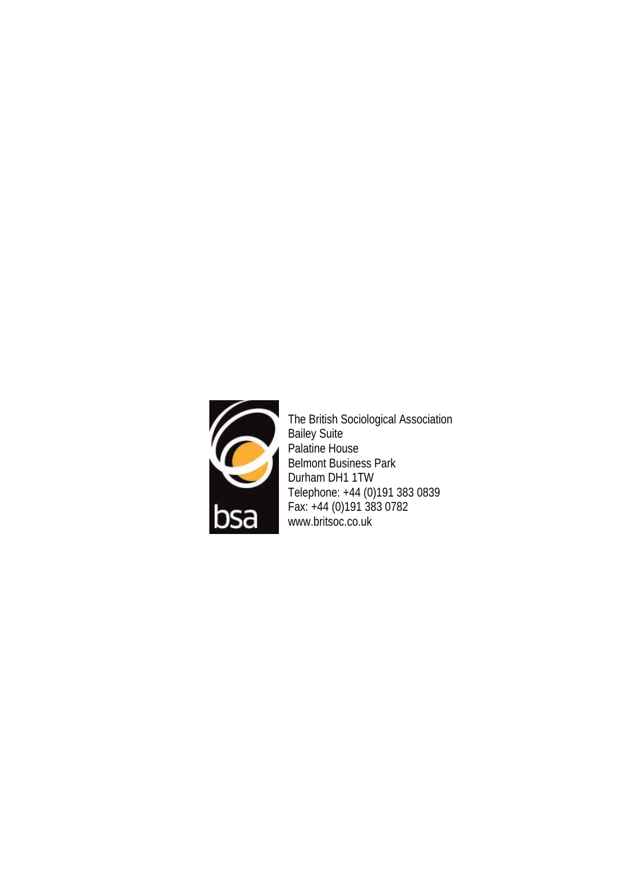The British Sociological Association
Bailey Suite
Palatine House
Belmont Business Park
Durham DH1 1TW
Telephone: +44 (0)191 383 0839
Fax: +44 (0)191 383 0782
www.britsoc.co.uk